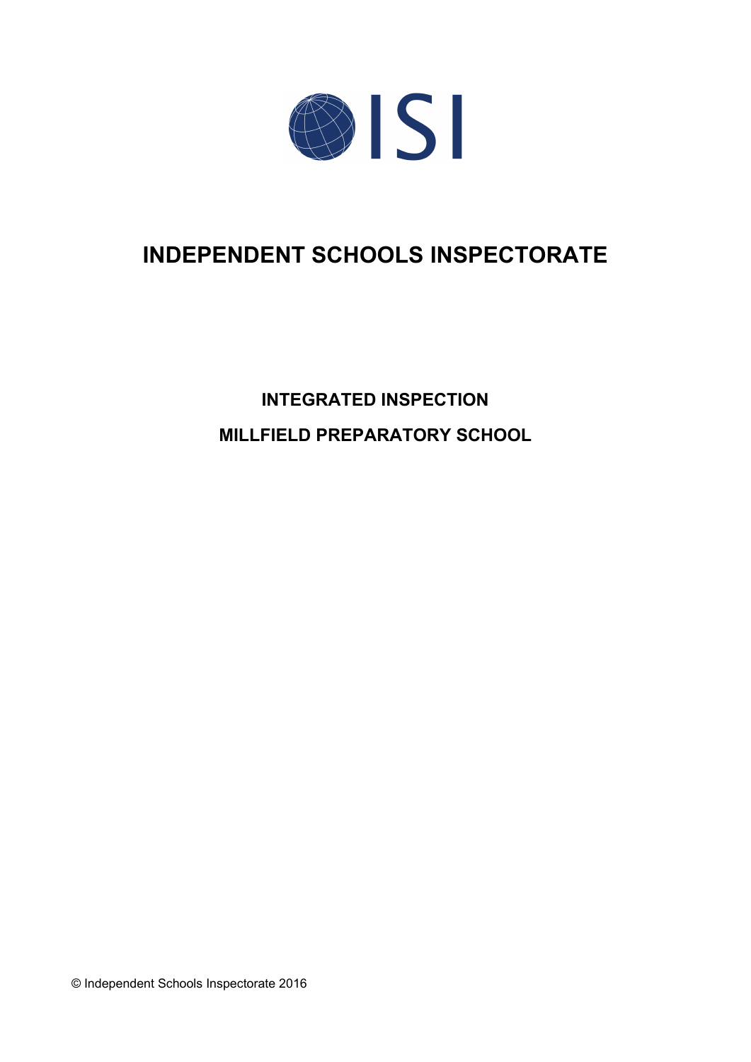ISI

# INDEPENDENT SCHOOLS INSPECTORATE

## INTEGRATED INSPECTION

## MILLFIELD PREPARATORY SCHOOL

© Independent Schools Inspectorate 2016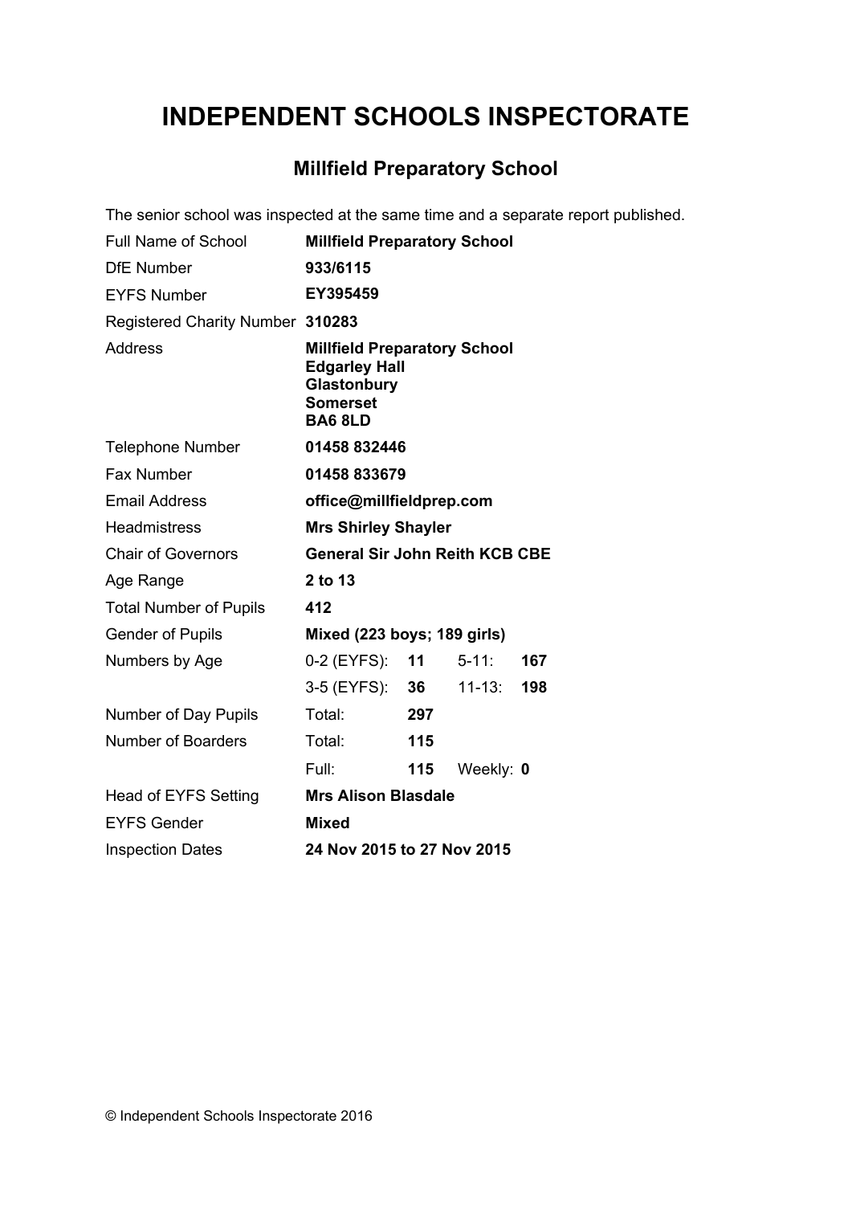# INDEPENDENT SCHOOLS INSPECTORATE

## Millfield Preparatory School

The senior school was inspected at the same time and a separate report published.

| | | | | |
|---|---|---|---|---|
| Full Name of School | **Millfield Preparatory School** | | | |
| DfE Number | **933/6115** | | | |
| EYFS Number | **EY395459** | | | |
| Registered Charity Number | **310283** | | | |
| Address | **Millfield Preparatory School**<br>**Edgarley Hall**<br>**Glastonbury**<br>**Somerset**<br>**BA6 8LD** | | | |
| Telephone Number | **01458 832446** | | | |
| Fax Number | **01458 833679** | | | |
| Email Address | **office@millfieldprep.com** | | | |
| Headmistress | **Mrs Shirley Shayler** | | | |
| Chair of Governors | **General Sir John Reith KCB CBE** | | | |
| Age Range | **2 to 13** | | | |
| Total Number of Pupils | **412** | | | |
| Gender of Pupils | **Mixed (223 boys; 189 girls)** | | | |
| Numbers by Age | 0-2 (EYFS): | **11** | 5-11: | **167** |
| | 3-5 (EYFS): | **36** | 11-13: | **198** |
| Number of Day Pupils | Total: | **297** | | |
| Number of Boarders | Total: | **115** | | |
| | Full: | **115** | Weekly: **0** | |
| Head of EYFS Setting | **Mrs Alison Blasdale** | | | |
| EYFS Gender | **Mixed** | | | |
| Inspection Dates | **24 Nov 2015 to 27 Nov 2015** | | | |

© Independent Schools Inspectorate 2016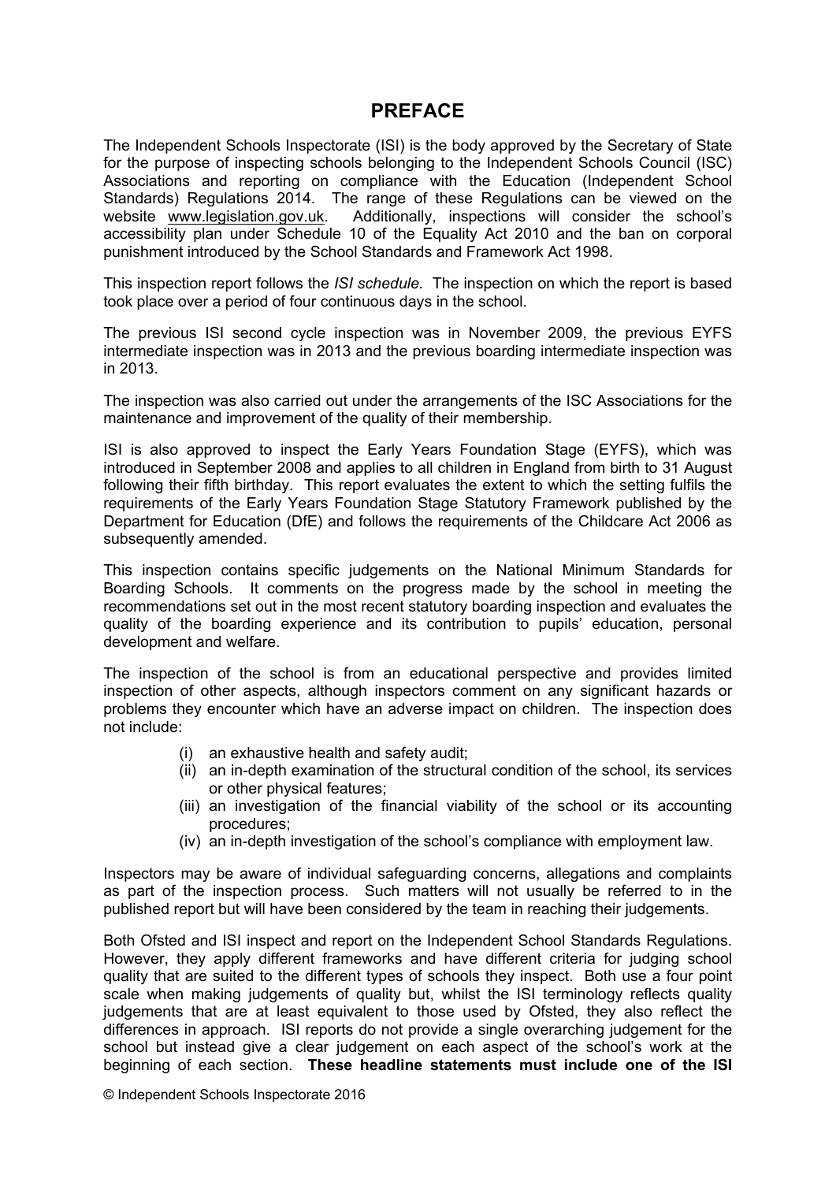# PREFACE

The Independent Schools Inspectorate (ISI) is the body approved by the Secretary of State for the purpose of inspecting schools belonging to the Independent Schools Council (ISC) Associations and reporting on compliance with the Education (Independent School Standards) Regulations 2014. The range of these Regulations can be viewed on the website www.legislation.gov.uk. Additionally, inspections will consider the school's accessibility plan under Schedule 10 of the Equality Act 2010 and the ban on corporal punishment introduced by the School Standards and Framework Act 1998.

This inspection report follows the *ISI schedule.* The inspection on which the report is based took place over a period of four continuous days in the school.

The previous ISI second cycle inspection was in November 2009, the previous EYFS intermediate inspection was in 2013 and the previous boarding intermediate inspection was in 2013.

The inspection was also carried out under the arrangements of the ISC Associations for the maintenance and improvement of the quality of their membership.

ISI is also approved to inspect the Early Years Foundation Stage (EYFS), which was introduced in September 2008 and applies to all children in England from birth to 31 August following their fifth birthday. This report evaluates the extent to which the setting fulfils the requirements of the Early Years Foundation Stage Statutory Framework published by the Department for Education (DfE) and follows the requirements of the Childcare Act 2006 as subsequently amended.

This inspection contains specific judgements on the National Minimum Standards for Boarding Schools. It comments on the progress made by the school in meeting the recommendations set out in the most recent statutory boarding inspection and evaluates the quality of the boarding experience and its contribution to pupils' education, personal development and welfare.

The inspection of the school is from an educational perspective and provides limited inspection of other aspects, although inspectors comment on any significant hazards or problems they encounter which have an adverse impact on children. The inspection does not include:

(i) an exhaustive health and safety audit;
(ii) an in-depth examination of the structural condition of the school, its services or other physical features;
(iii) an investigation of the financial viability of the school or its accounting procedures;
(iv) an in-depth investigation of the school's compliance with employment law.

Inspectors may be aware of individual safeguarding concerns, allegations and complaints as part of the inspection process. Such matters will not usually be referred to in the published report but will have been considered by the team in reaching their judgements.

Both Ofsted and ISI inspect and report on the Independent School Standards Regulations. However, they apply different frameworks and have different criteria for judging school quality that are suited to the different types of schools they inspect. Both use a four point scale when making judgements of quality but, whilst the ISI terminology reflects quality judgements that are at least equivalent to those used by Ofsted, they also reflect the differences in approach. ISI reports do not provide a single overarching judgement for the school but instead give a clear judgement on each aspect of the school's work at the beginning of each section. **These headline statements must include one of the ISI**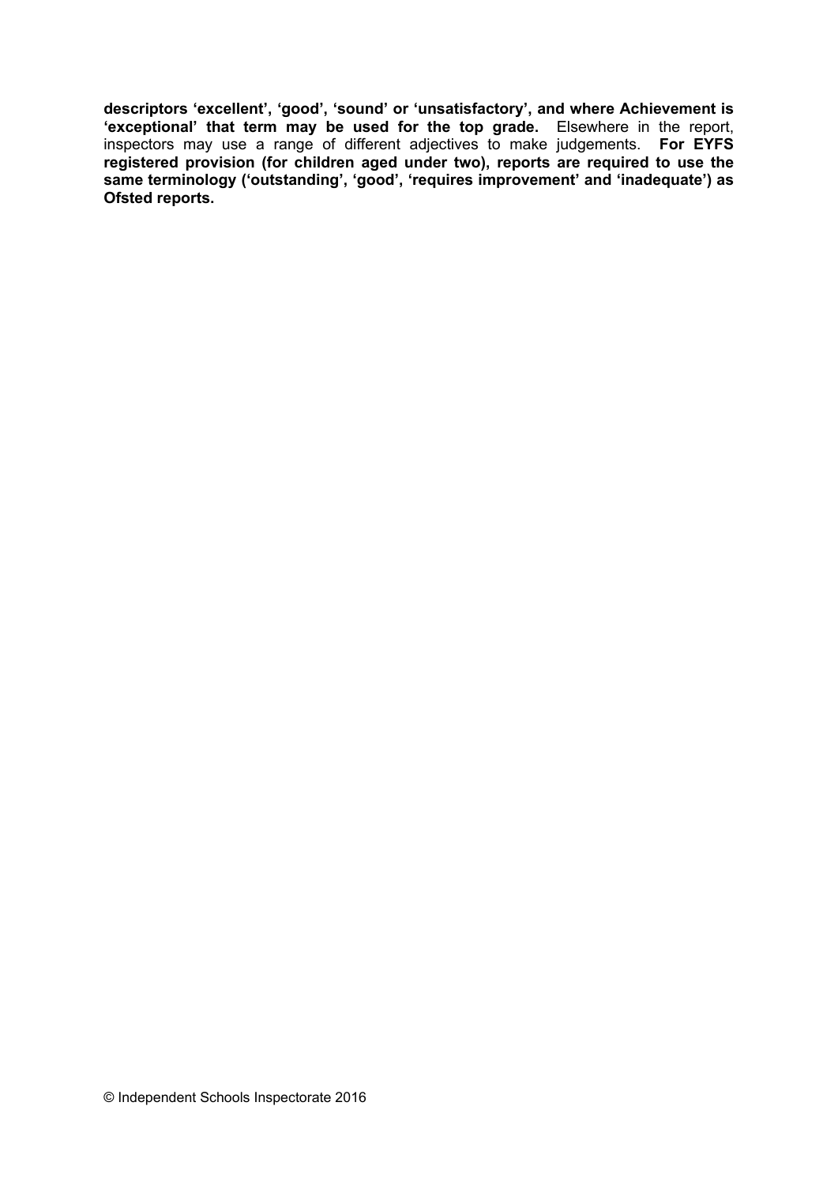**descriptors 'excellent', 'good', 'sound' or 'unsatisfactory', and where Achievement is 'exceptional' that term may be used for the top grade.** Elsewhere in the report, inspectors may use a range of different adjectives to make judgements. **For EYFS registered provision (for children aged under two), reports are required to use the same terminology ('outstanding', 'good', 'requires improvement' and 'inadequate') as Ofsted reports.**

© Independent Schools Inspectorate 2016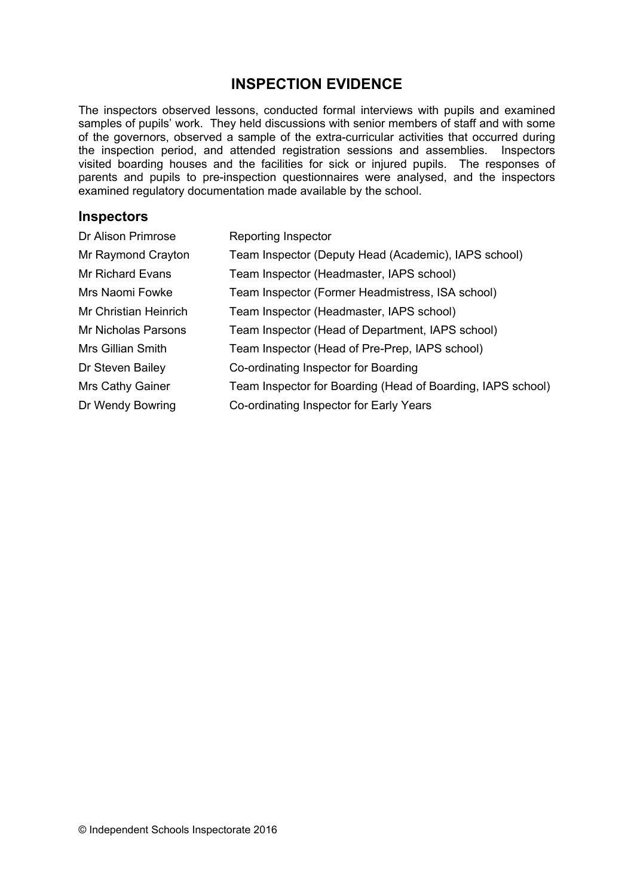## INSPECTION EVIDENCE

The inspectors observed lessons, conducted formal interviews with pupils and examined samples of pupils' work. They held discussions with senior members of staff and with some of the governors, observed a sample of the extra-curricular activities that occurred during the inspection period, and attended registration sessions and assemblies. Inspectors visited boarding houses and the facilities for sick or injured pupils. The responses of parents and pupils to pre-inspection questionnaires were analysed, and the inspectors examined regulatory documentation made available by the school.

### Inspectors

| | |
|---|---|
| Dr Alison Primrose | Reporting Inspector |
| Mr Raymond Crayton | Team Inspector (Deputy Head (Academic), IAPS school) |
| Mr Richard Evans | Team Inspector (Headmaster, IAPS school) |
| Mrs Naomi Fowke | Team Inspector (Former Headmistress, ISA school) |
| Mr Christian Heinrich | Team Inspector (Headmaster, IAPS school) |
| Mr Nicholas Parsons | Team Inspector (Head of Department, IAPS school) |
| Mrs Gillian Smith | Team Inspector (Head of Pre-Prep, IAPS school) |
| Dr Steven Bailey | Co-ordinating Inspector for Boarding |
| Mrs Cathy Gainer | Team Inspector for Boarding (Head of Boarding, IAPS school) |
| Dr Wendy Bowring | Co-ordinating Inspector for Early Years |

© Independent Schools Inspectorate 2016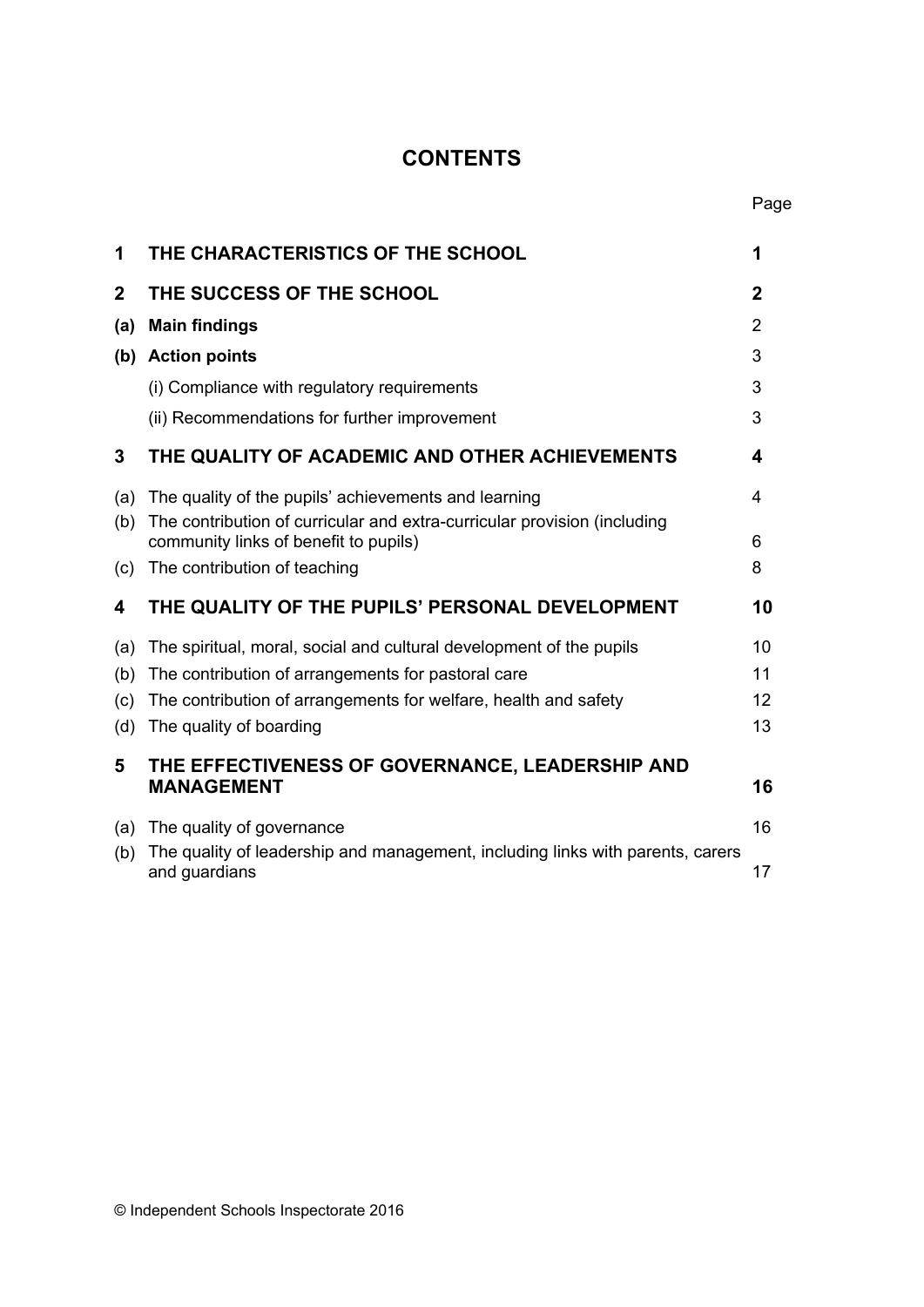# CONTENTS

| | | Page |
|---|---|---|
| **1** | **THE CHARACTERISTICS OF THE SCHOOL** | **1** |
| **2** | **THE SUCCESS OF THE SCHOOL** | **2** |
| **(a)** | **Main findings** | 2 |
| **(b)** | **Action points** | 3 |
| | (i) Compliance with regulatory requirements | 3 |
| | (ii) Recommendations for further improvement | 3 |
| **3** | **THE QUALITY OF ACADEMIC AND OTHER ACHIEVEMENTS** | **4** |
| (a) | The quality of the pupils' achievements and learning | 4 |
| (b) | The contribution of curricular and extra-curricular provision (including community links of benefit to pupils) | 6 |
| (c) | The contribution of teaching | 8 |
| **4** | **THE QUALITY OF THE PUPILS' PERSONAL DEVELOPMENT** | **10** |
| (a) | The spiritual, moral, social and cultural development of the pupils | 10 |
| (b) | The contribution of arrangements for pastoral care | 11 |
| (c) | The contribution of arrangements for welfare, health and safety | 12 |
| (d) | The quality of boarding | 13 |
| **5** | **THE EFFECTIVENESS OF GOVERNANCE, LEADERSHIP AND MANAGEMENT** | **16** |
| (a) | The quality of governance | 16 |
| (b) | The quality of leadership and management, including links with parents, carers and guardians | 17 |

© Independent Schools Inspectorate 2016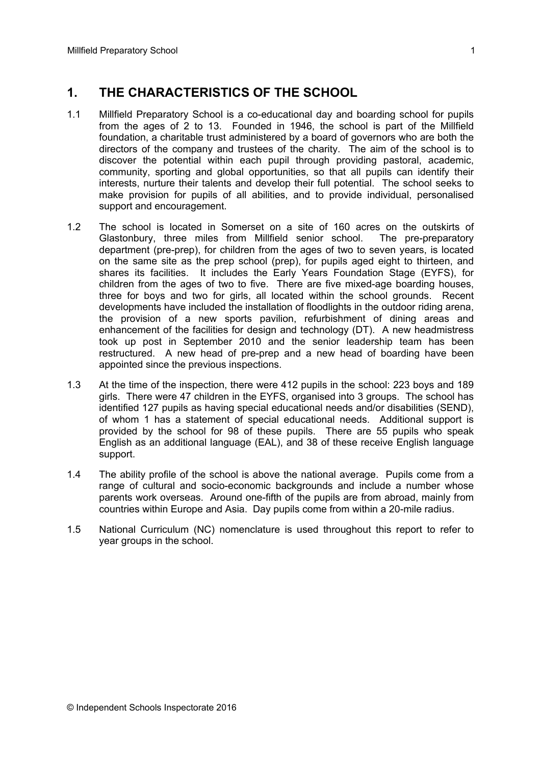## 1. THE CHARACTERISTICS OF THE SCHOOL

1.1 Millfield Preparatory School is a co-educational day and boarding school for pupils from the ages of 2 to 13. Founded in 1946, the school is part of the Millfield foundation, a charitable trust administered by a board of governors who are both the directors of the company and trustees of the charity. The aim of the school is to discover the potential within each pupil through providing pastoral, academic, community, sporting and global opportunities, so that all pupils can identify their interests, nurture their talents and develop their full potential. The school seeks to make provision for pupils of all abilities, and to provide individual, personalised support and encouragement.

1.2 The school is located in Somerset on a site of 160 acres on the outskirts of Glastonbury, three miles from Millfield senior school. The pre-preparatory department (pre-prep), for children from the ages of two to seven years, is located on the same site as the prep school (prep), for pupils aged eight to thirteen, and shares its facilities. It includes the Early Years Foundation Stage (EYFS), for children from the ages of two to five. There are five mixed-age boarding houses, three for boys and two for girls, all located within the school grounds. Recent developments have included the installation of floodlights in the outdoor riding arena, the provision of a new sports pavilion, refurbishment of dining areas and enhancement of the facilities for design and technology (DT). A new headmistress took up post in September 2010 and the senior leadership team has been restructured. A new head of pre-prep and a new head of boarding have been appointed since the previous inspections.

1.3 At the time of the inspection, there were 412 pupils in the school: 223 boys and 189 girls. There were 47 children in the EYFS, organised into 3 groups. The school has identified 127 pupils as having special educational needs and/or disabilities (SEND), of whom 1 has a statement of special educational needs. Additional support is provided by the school for 98 of these pupils. There are 55 pupils who speak English as an additional language (EAL), and 38 of these receive English language support.

1.4 The ability profile of the school is above the national average. Pupils come from a range of cultural and socio-economic backgrounds and include a number whose parents work overseas. Around one-fifth of the pupils are from abroad, mainly from countries within Europe and Asia. Day pupils come from within a 20-mile radius.

1.5 National Curriculum (NC) nomenclature is used throughout this report to refer to year groups in the school.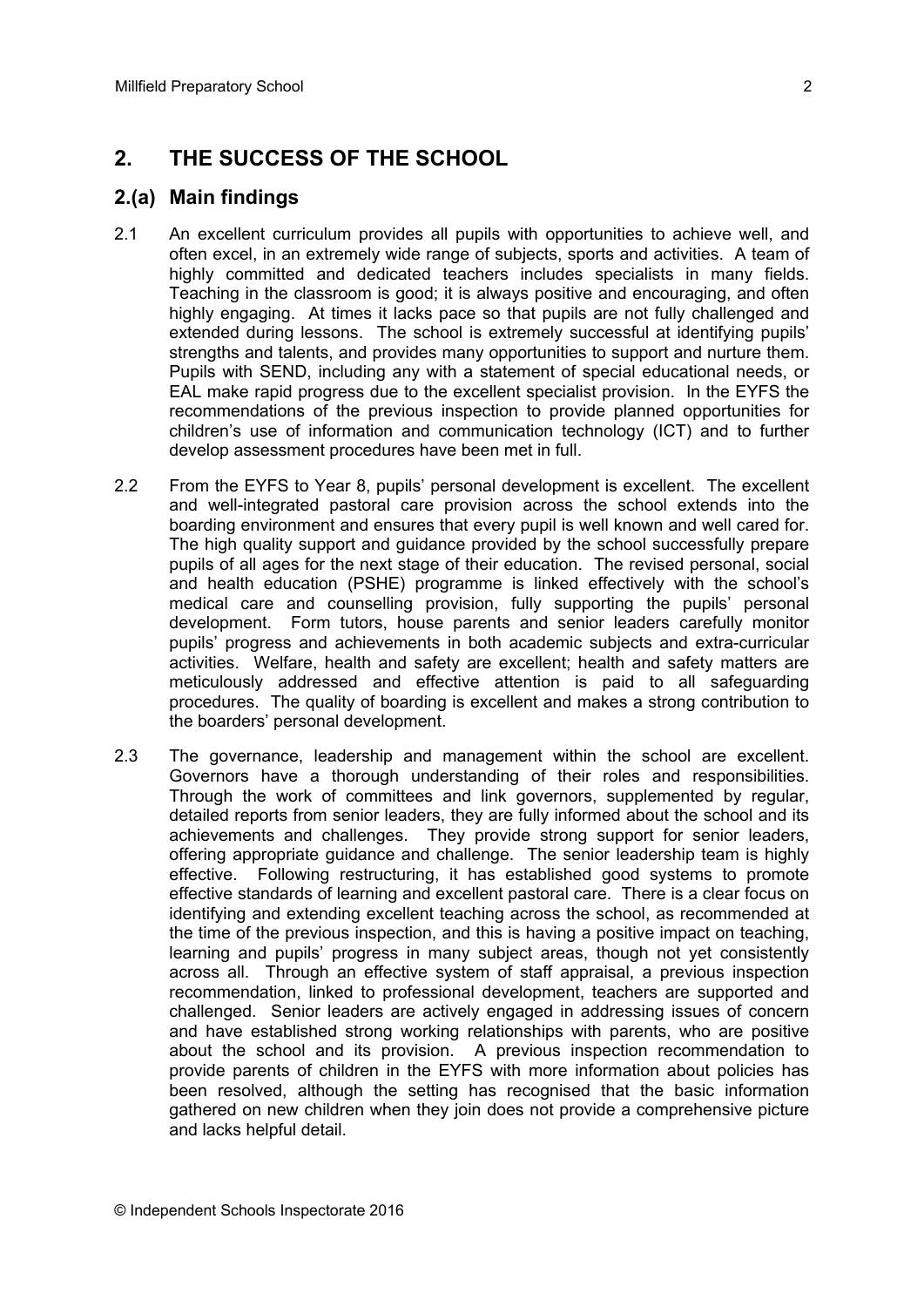## 2. THE SUCCESS OF THE SCHOOL

### 2.(a) Main findings

2.1 An excellent curriculum provides all pupils with opportunities to achieve well, and often excel, in an extremely wide range of subjects, sports and activities. A team of highly committed and dedicated teachers includes specialists in many fields. Teaching in the classroom is good; it is always positive and encouraging, and often highly engaging. At times it lacks pace so that pupils are not fully challenged and extended during lessons. The school is extremely successful at identifying pupils' strengths and talents, and provides many opportunities to support and nurture them. Pupils with SEND, including any with a statement of special educational needs, or EAL make rapid progress due to the excellent specialist provision. In the EYFS the recommendations of the previous inspection to provide planned opportunities for children's use of information and communication technology (ICT) and to further develop assessment procedures have been met in full.

2.2 From the EYFS to Year 8, pupils' personal development is excellent. The excellent and well-integrated pastoral care provision across the school extends into the boarding environment and ensures that every pupil is well known and well cared for. The high quality support and guidance provided by the school successfully prepare pupils of all ages for the next stage of their education. The revised personal, social and health education (PSHE) programme is linked effectively with the school's medical care and counselling provision, fully supporting the pupils' personal development. Form tutors, house parents and senior leaders carefully monitor pupils' progress and achievements in both academic subjects and extra-curricular activities. Welfare, health and safety are excellent; health and safety matters are meticulously addressed and effective attention is paid to all safeguarding procedures. The quality of boarding is excellent and makes a strong contribution to the boarders' personal development.

2.3 The governance, leadership and management within the school are excellent. Governors have a thorough understanding of their roles and responsibilities. Through the work of committees and link governors, supplemented by regular, detailed reports from senior leaders, they are fully informed about the school and its achievements and challenges. They provide strong support for senior leaders, offering appropriate guidance and challenge. The senior leadership team is highly effective. Following restructuring, it has established good systems to promote effective standards of learning and excellent pastoral care. There is a clear focus on identifying and extending excellent teaching across the school, as recommended at the time of the previous inspection, and this is having a positive impact on teaching, learning and pupils' progress in many subject areas, though not yet consistently across all. Through an effective system of staff appraisal, a previous inspection recommendation, linked to professional development, teachers are supported and challenged. Senior leaders are actively engaged in addressing issues of concern and have established strong working relationships with parents, who are positive about the school and its provision. A previous inspection recommendation to provide parents of children in the EYFS with more information about policies has been resolved, although the setting has recognised that the basic information gathered on new children when they join does not provide a comprehensive picture and lacks helpful detail.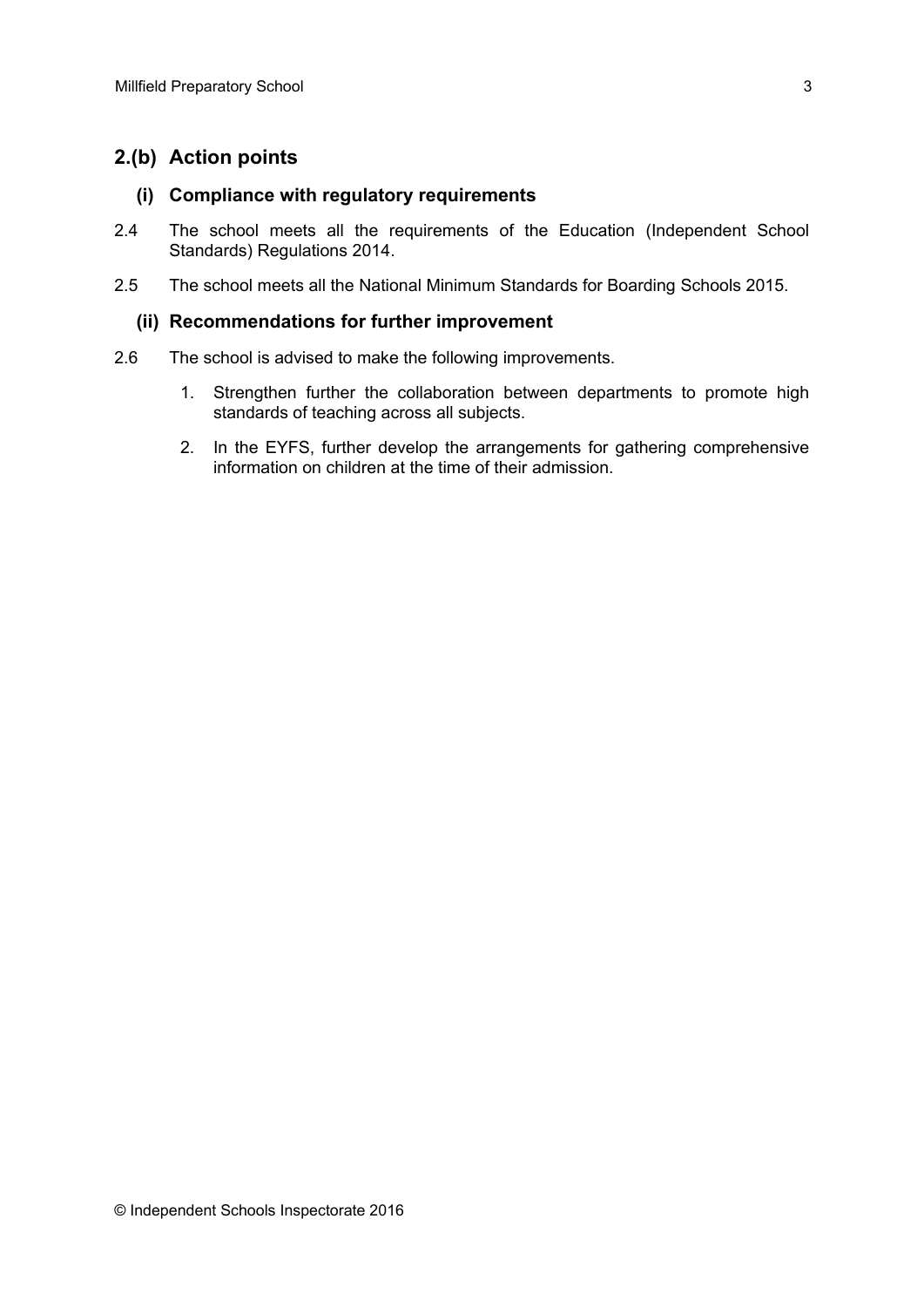## 2.(b) Action points

### (i) Compliance with regulatory requirements

2.4 The school meets all the requirements of the Education (Independent School Standards) Regulations 2014.

2.5 The school meets all the National Minimum Standards for Boarding Schools 2015.

### (ii) Recommendations for further improvement

2.6 The school is advised to make the following improvements.

1. Strengthen further the collaboration between departments to promote high standards of teaching across all subjects.
2. In the EYFS, further develop the arrangements for gathering comprehensive information on children at the time of their admission.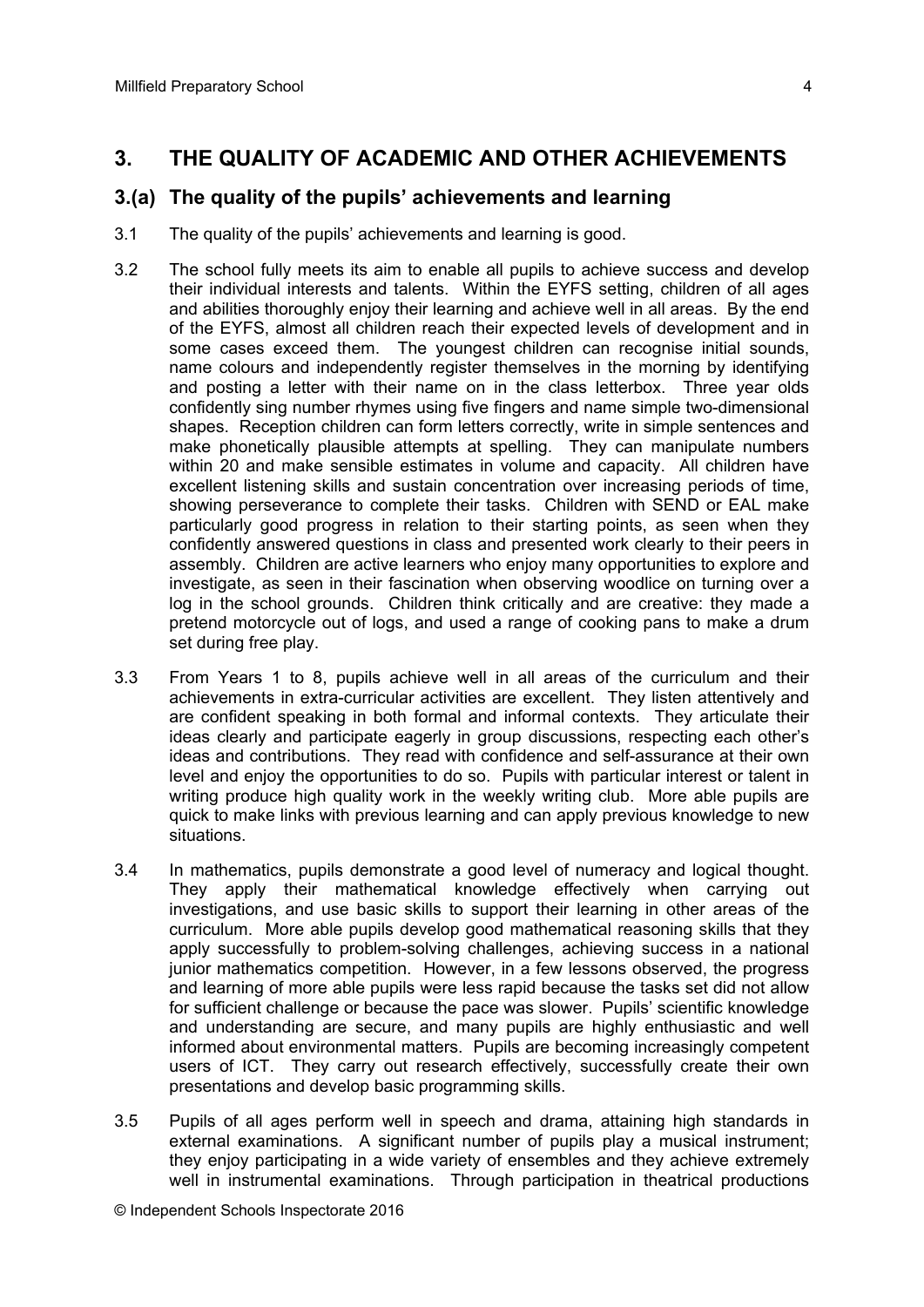## 3. THE QUALITY OF ACADEMIC AND OTHER ACHIEVEMENTS

### 3.(a) The quality of the pupils' achievements and learning

3.1 The quality of the pupils' achievements and learning is good.

3.2 The school fully meets its aim to enable all pupils to achieve success and develop their individual interests and talents. Within the EYFS setting, children of all ages and abilities thoroughly enjoy their learning and achieve well in all areas. By the end of the EYFS, almost all children reach their expected levels of development and in some cases exceed them. The youngest children can recognise initial sounds, name colours and independently register themselves in the morning by identifying and posting a letter with their name on in the class letterbox. Three year olds confidently sing number rhymes using five fingers and name simple two-dimensional shapes. Reception children can form letters correctly, write in simple sentences and make phonetically plausible attempts at spelling. They can manipulate numbers within 20 and make sensible estimates in volume and capacity. All children have excellent listening skills and sustain concentration over increasing periods of time, showing perseverance to complete their tasks. Children with SEND or EAL make particularly good progress in relation to their starting points, as seen when they confidently answered questions in class and presented work clearly to their peers in assembly. Children are active learners who enjoy many opportunities to explore and investigate, as seen in their fascination when observing woodlice on turning over a log in the school grounds. Children think critically and are creative: they made a pretend motorcycle out of logs, and used a range of cooking pans to make a drum set during free play.

3.3 From Years 1 to 8, pupils achieve well in all areas of the curriculum and their achievements in extra-curricular activities are excellent. They listen attentively and are confident speaking in both formal and informal contexts. They articulate their ideas clearly and participate eagerly in group discussions, respecting each other's ideas and contributions. They read with confidence and self-assurance at their own level and enjoy the opportunities to do so. Pupils with particular interest or talent in writing produce high quality work in the weekly writing club. More able pupils are quick to make links with previous learning and can apply previous knowledge to new situations.

3.4 In mathematics, pupils demonstrate a good level of numeracy and logical thought. They apply their mathematical knowledge effectively when carrying out investigations, and use basic skills to support their learning in other areas of the curriculum. More able pupils develop good mathematical reasoning skills that they apply successfully to problem-solving challenges, achieving success in a national junior mathematics competition. However, in a few lessons observed, the progress and learning of more able pupils were less rapid because the tasks set did not allow for sufficient challenge or because the pace was slower. Pupils' scientific knowledge and understanding are secure, and many pupils are highly enthusiastic and well informed about environmental matters. Pupils are becoming increasingly competent users of ICT. They carry out research effectively, successfully create their own presentations and develop basic programming skills.

3.5 Pupils of all ages perform well in speech and drama, attaining high standards in external examinations. A significant number of pupils play a musical instrument; they enjoy participating in a wide variety of ensembles and they achieve extremely well in instrumental examinations. Through participation in theatrical productions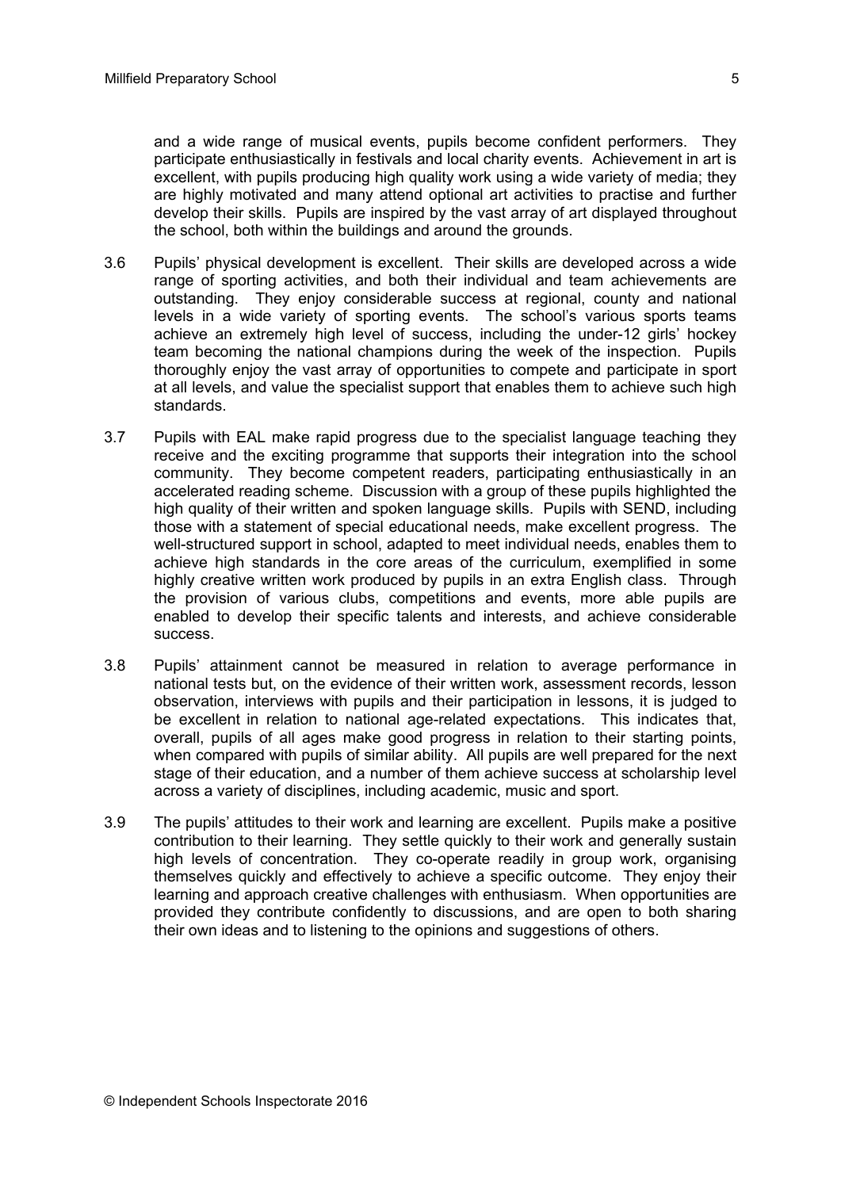and a wide range of musical events, pupils become confident performers. They participate enthusiastically in festivals and local charity events. Achievement in art is excellent, with pupils producing high quality work using a wide variety of media; they are highly motivated and many attend optional art activities to practise and further develop their skills. Pupils are inspired by the vast array of art displayed throughout the school, both within the buildings and around the grounds.

3.6 Pupils' physical development is excellent. Their skills are developed across a wide range of sporting activities, and both their individual and team achievements are outstanding. They enjoy considerable success at regional, county and national levels in a wide variety of sporting events. The school's various sports teams achieve an extremely high level of success, including the under-12 girls' hockey team becoming the national champions during the week of the inspection. Pupils thoroughly enjoy the vast array of opportunities to compete and participate in sport at all levels, and value the specialist support that enables them to achieve such high standards.

3.7 Pupils with EAL make rapid progress due to the specialist language teaching they receive and the exciting programme that supports their integration into the school community. They become competent readers, participating enthusiastically in an accelerated reading scheme. Discussion with a group of these pupils highlighted the high quality of their written and spoken language skills. Pupils with SEND, including those with a statement of special educational needs, make excellent progress. The well-structured support in school, adapted to meet individual needs, enables them to achieve high standards in the core areas of the curriculum, exemplified in some highly creative written work produced by pupils in an extra English class. Through the provision of various clubs, competitions and events, more able pupils are enabled to develop their specific talents and interests, and achieve considerable success.

3.8 Pupils' attainment cannot be measured in relation to average performance in national tests but, on the evidence of their written work, assessment records, lesson observation, interviews with pupils and their participation in lessons, it is judged to be excellent in relation to national age-related expectations. This indicates that, overall, pupils of all ages make good progress in relation to their starting points, when compared with pupils of similar ability. All pupils are well prepared for the next stage of their education, and a number of them achieve success at scholarship level across a variety of disciplines, including academic, music and sport.

3.9 The pupils' attitudes to their work and learning are excellent. Pupils make a positive contribution to their learning. They settle quickly to their work and generally sustain high levels of concentration. They co-operate readily in group work, organising themselves quickly and effectively to achieve a specific outcome. They enjoy their learning and approach creative challenges with enthusiasm. When opportunities are provided they contribute confidently to discussions, and are open to both sharing their own ideas and to listening to the opinions and suggestions of others.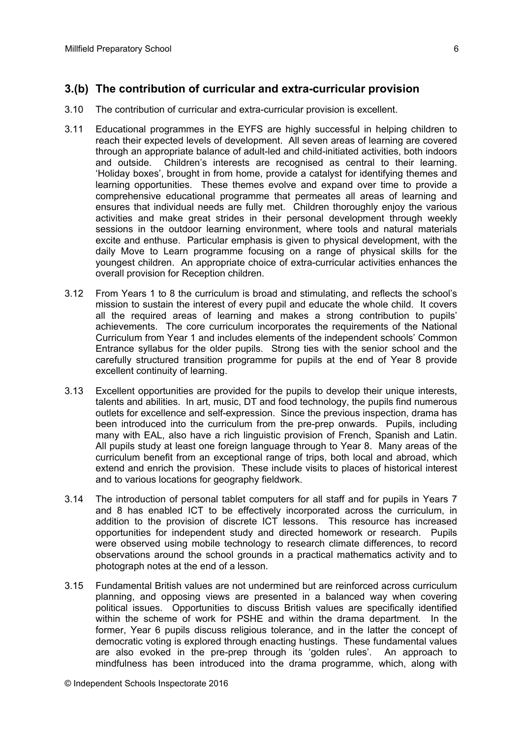## 3.(b) The contribution of curricular and extra-curricular provision

3.10 The contribution of curricular and extra-curricular provision is excellent.

3.11 Educational programmes in the EYFS are highly successful in helping children to reach their expected levels of development. All seven areas of learning are covered through an appropriate balance of adult-led and child-initiated activities, both indoors and outside. Children's interests are recognised as central to their learning. 'Holiday boxes', brought in from home, provide a catalyst for identifying themes and learning opportunities. These themes evolve and expand over time to provide a comprehensive educational programme that permeates all areas of learning and ensures that individual needs are fully met. Children thoroughly enjoy the various activities and make great strides in their personal development through weekly sessions in the outdoor learning environment, where tools and natural materials excite and enthuse. Particular emphasis is given to physical development, with the daily Move to Learn programme focusing on a range of physical skills for the youngest children. An appropriate choice of extra-curricular activities enhances the overall provision for Reception children.

3.12 From Years 1 to 8 the curriculum is broad and stimulating, and reflects the school's mission to sustain the interest of every pupil and educate the whole child. It covers all the required areas of learning and makes a strong contribution to pupils' achievements. The core curriculum incorporates the requirements of the National Curriculum from Year 1 and includes elements of the independent schools' Common Entrance syllabus for the older pupils. Strong ties with the senior school and the carefully structured transition programme for pupils at the end of Year 8 provide excellent continuity of learning.

3.13 Excellent opportunities are provided for the pupils to develop their unique interests, talents and abilities. In art, music, DT and food technology, the pupils find numerous outlets for excellence and self-expression. Since the previous inspection, drama has been introduced into the curriculum from the pre-prep onwards. Pupils, including many with EAL, also have a rich linguistic provision of French, Spanish and Latin. All pupils study at least one foreign language through to Year 8. Many areas of the curriculum benefit from an exceptional range of trips, both local and abroad, which extend and enrich the provision. These include visits to places of historical interest and to various locations for geography fieldwork.

3.14 The introduction of personal tablet computers for all staff and for pupils in Years 7 and 8 has enabled ICT to be effectively incorporated across the curriculum, in addition to the provision of discrete ICT lessons. This resource has increased opportunities for independent study and directed homework or research. Pupils were observed using mobile technology to research climate differences, to record observations around the school grounds in a practical mathematics activity and to photograph notes at the end of a lesson.

3.15 Fundamental British values are not undermined but are reinforced across curriculum planning, and opposing views are presented in a balanced way when covering political issues. Opportunities to discuss British values are specifically identified within the scheme of work for PSHE and within the drama department. In the former, Year 6 pupils discuss religious tolerance, and in the latter the concept of democratic voting is explored through enacting hustings. These fundamental values are also evoked in the pre-prep through its 'golden rules'. An approach to mindfulness has been introduced into the drama programme, which, along with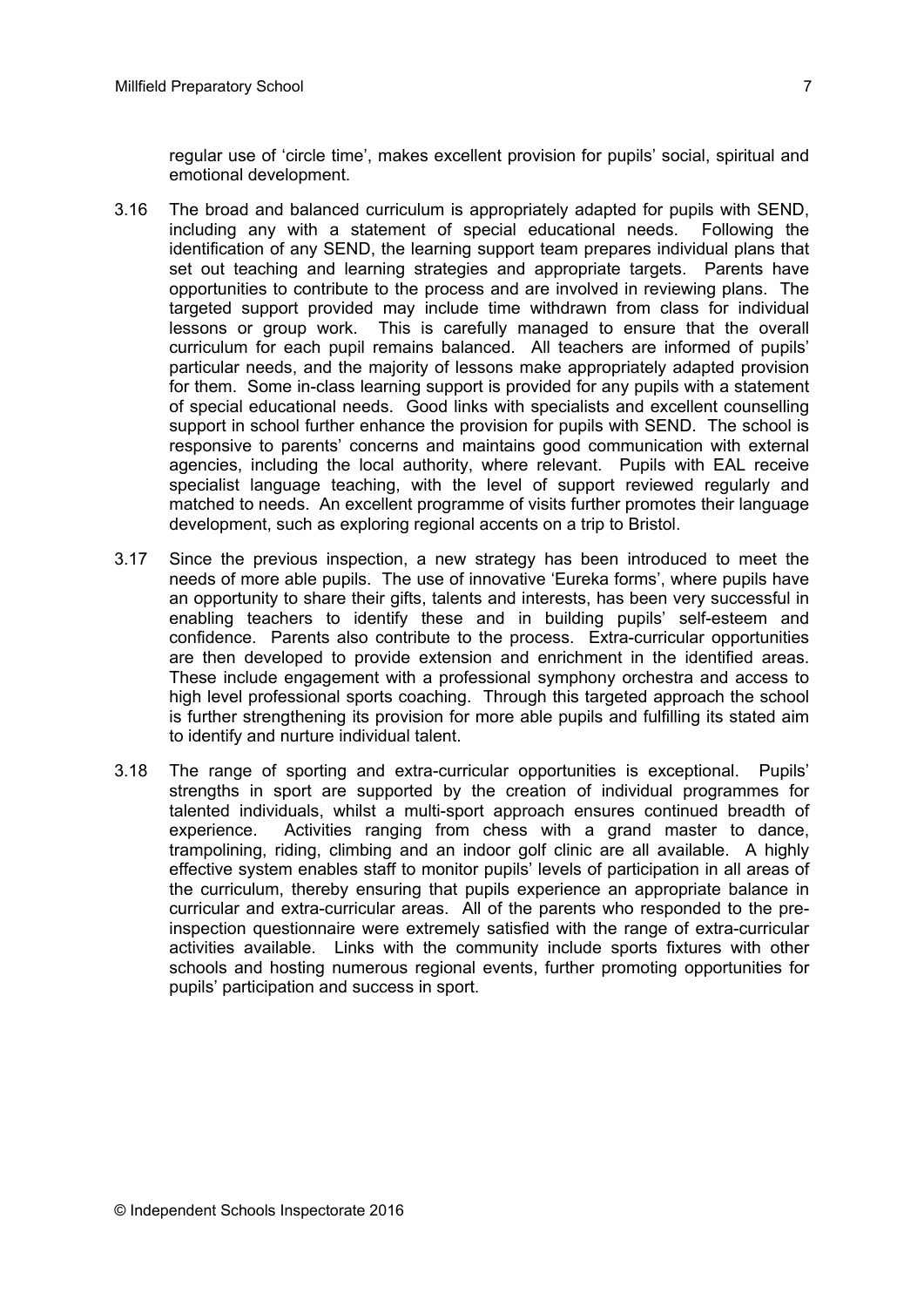regular use of 'circle time', makes excellent provision for pupils' social, spiritual and emotional development.

3.16 The broad and balanced curriculum is appropriately adapted for pupils with SEND, including any with a statement of special educational needs. Following the identification of any SEND, the learning support team prepares individual plans that set out teaching and learning strategies and appropriate targets. Parents have opportunities to contribute to the process and are involved in reviewing plans. The targeted support provided may include time withdrawn from class for individual lessons or group work. This is carefully managed to ensure that the overall curriculum for each pupil remains balanced. All teachers are informed of pupils' particular needs, and the majority of lessons make appropriately adapted provision for them. Some in-class learning support is provided for any pupils with a statement of special educational needs. Good links with specialists and excellent counselling support in school further enhance the provision for pupils with SEND. The school is responsive to parents' concerns and maintains good communication with external agencies, including the local authority, where relevant. Pupils with EAL receive specialist language teaching, with the level of support reviewed regularly and matched to needs. An excellent programme of visits further promotes their language development, such as exploring regional accents on a trip to Bristol.

3.17 Since the previous inspection, a new strategy has been introduced to meet the needs of more able pupils. The use of innovative 'Eureka forms', where pupils have an opportunity to share their gifts, talents and interests, has been very successful in enabling teachers to identify these and in building pupils' self-esteem and confidence. Parents also contribute to the process. Extra-curricular opportunities are then developed to provide extension and enrichment in the identified areas. These include engagement with a professional symphony orchestra and access to high level professional sports coaching. Through this targeted approach the school is further strengthening its provision for more able pupils and fulfilling its stated aim to identify and nurture individual talent.

3.18 The range of sporting and extra-curricular opportunities is exceptional. Pupils' strengths in sport are supported by the creation of individual programmes for talented individuals, whilst a multi-sport approach ensures continued breadth of experience. Activities ranging from chess with a grand master to dance, trampolining, riding, climbing and an indoor golf clinic are all available. A highly effective system enables staff to monitor pupils' levels of participation in all areas of the curriculum, thereby ensuring that pupils experience an appropriate balance in curricular and extra-curricular areas. All of the parents who responded to the pre-inspection questionnaire were extremely satisfied with the range of extra-curricular activities available. Links with the community include sports fixtures with other schools and hosting numerous regional events, further promoting opportunities for pupils' participation and success in sport.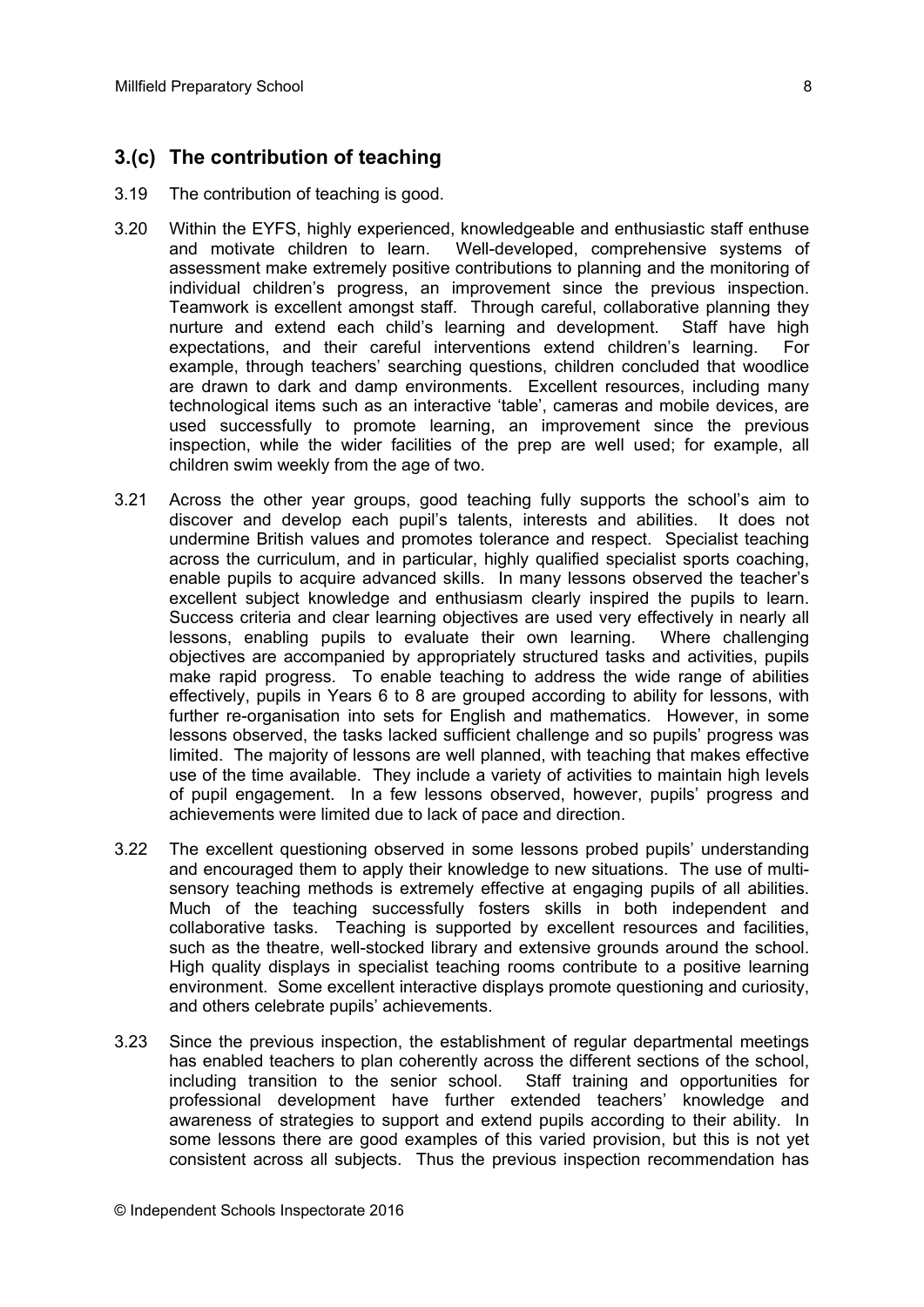## 3.(c) The contribution of teaching

3.19 The contribution of teaching is good.

3.20 Within the EYFS, highly experienced, knowledgeable and enthusiastic staff enthuse and motivate children to learn. Well-developed, comprehensive systems of assessment make extremely positive contributions to planning and the monitoring of individual children's progress, an improvement since the previous inspection. Teamwork is excellent amongst staff. Through careful, collaborative planning they nurture and extend each child's learning and development. Staff have high expectations, and their careful interventions extend children's learning. For example, through teachers' searching questions, children concluded that woodlice are drawn to dark and damp environments. Excellent resources, including many technological items such as an interactive 'table', cameras and mobile devices, are used successfully to promote learning, an improvement since the previous inspection, while the wider facilities of the prep are well used; for example, all children swim weekly from the age of two.

3.21 Across the other year groups, good teaching fully supports the school's aim to discover and develop each pupil's talents, interests and abilities. It does not undermine British values and promotes tolerance and respect. Specialist teaching across the curriculum, and in particular, highly qualified specialist sports coaching, enable pupils to acquire advanced skills. In many lessons observed the teacher's excellent subject knowledge and enthusiasm clearly inspired the pupils to learn. Success criteria and clear learning objectives are used very effectively in nearly all lessons, enabling pupils to evaluate their own learning. Where challenging objectives are accompanied by appropriately structured tasks and activities, pupils make rapid progress. To enable teaching to address the wide range of abilities effectively, pupils in Years 6 to 8 are grouped according to ability for lessons, with further re-organisation into sets for English and mathematics. However, in some lessons observed, the tasks lacked sufficient challenge and so pupils' progress was limited. The majority of lessons are well planned, with teaching that makes effective use of the time available. They include a variety of activities to maintain high levels of pupil engagement. In a few lessons observed, however, pupils' progress and achievements were limited due to lack of pace and direction.

3.22 The excellent questioning observed in some lessons probed pupils' understanding and encouraged them to apply their knowledge to new situations. The use of multi-sensory teaching methods is extremely effective at engaging pupils of all abilities. Much of the teaching successfully fosters skills in both independent and collaborative tasks. Teaching is supported by excellent resources and facilities, such as the theatre, well-stocked library and extensive grounds around the school. High quality displays in specialist teaching rooms contribute to a positive learning environment. Some excellent interactive displays promote questioning and curiosity, and others celebrate pupils' achievements.

3.23 Since the previous inspection, the establishment of regular departmental meetings has enabled teachers to plan coherently across the different sections of the school, including transition to the senior school. Staff training and opportunities for professional development have further extended teachers' knowledge and awareness of strategies to support and extend pupils according to their ability. In some lessons there are good examples of this varied provision, but this is not yet consistent across all subjects. Thus the previous inspection recommendation has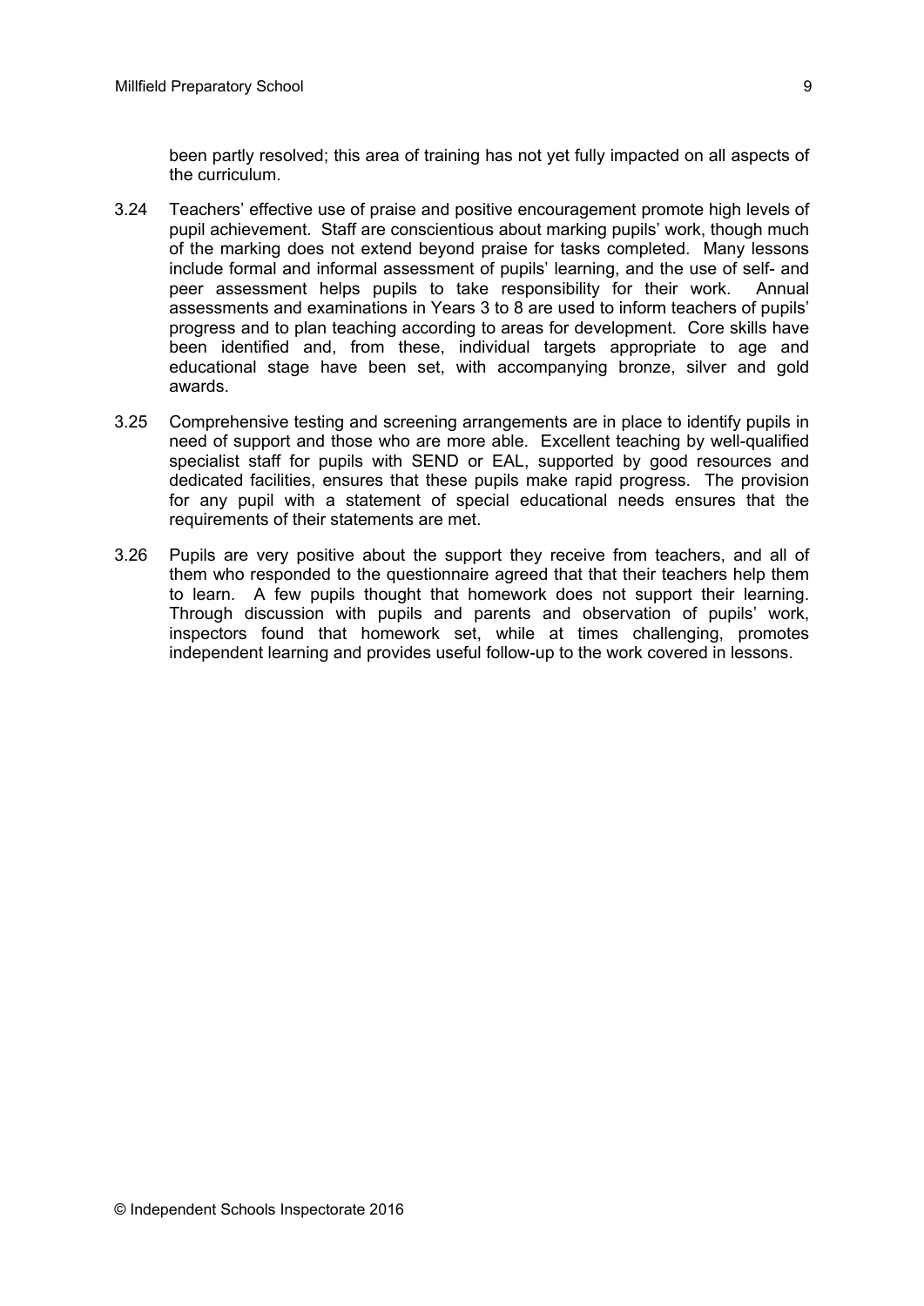been partly resolved; this area of training has not yet fully impacted on all aspects of the curriculum.

3.24 Teachers' effective use of praise and positive encouragement promote high levels of pupil achievement. Staff are conscientious about marking pupils' work, though much of the marking does not extend beyond praise for tasks completed. Many lessons include formal and informal assessment of pupils' learning, and the use of self- and peer assessment helps pupils to take responsibility for their work. Annual assessments and examinations in Years 3 to 8 are used to inform teachers of pupils' progress and to plan teaching according to areas for development. Core skills have been identified and, from these, individual targets appropriate to age and educational stage have been set, with accompanying bronze, silver and gold awards.

3.25 Comprehensive testing and screening arrangements are in place to identify pupils in need of support and those who are more able. Excellent teaching by well-qualified specialist staff for pupils with SEND or EAL, supported by good resources and dedicated facilities, ensures that these pupils make rapid progress. The provision for any pupil with a statement of special educational needs ensures that the requirements of their statements are met.

3.26 Pupils are very positive about the support they receive from teachers, and all of them who responded to the questionnaire agreed that that their teachers help them to learn. A few pupils thought that homework does not support their learning. Through discussion with pupils and parents and observation of pupils' work, inspectors found that homework set, while at times challenging, promotes independent learning and provides useful follow-up to the work covered in lessons.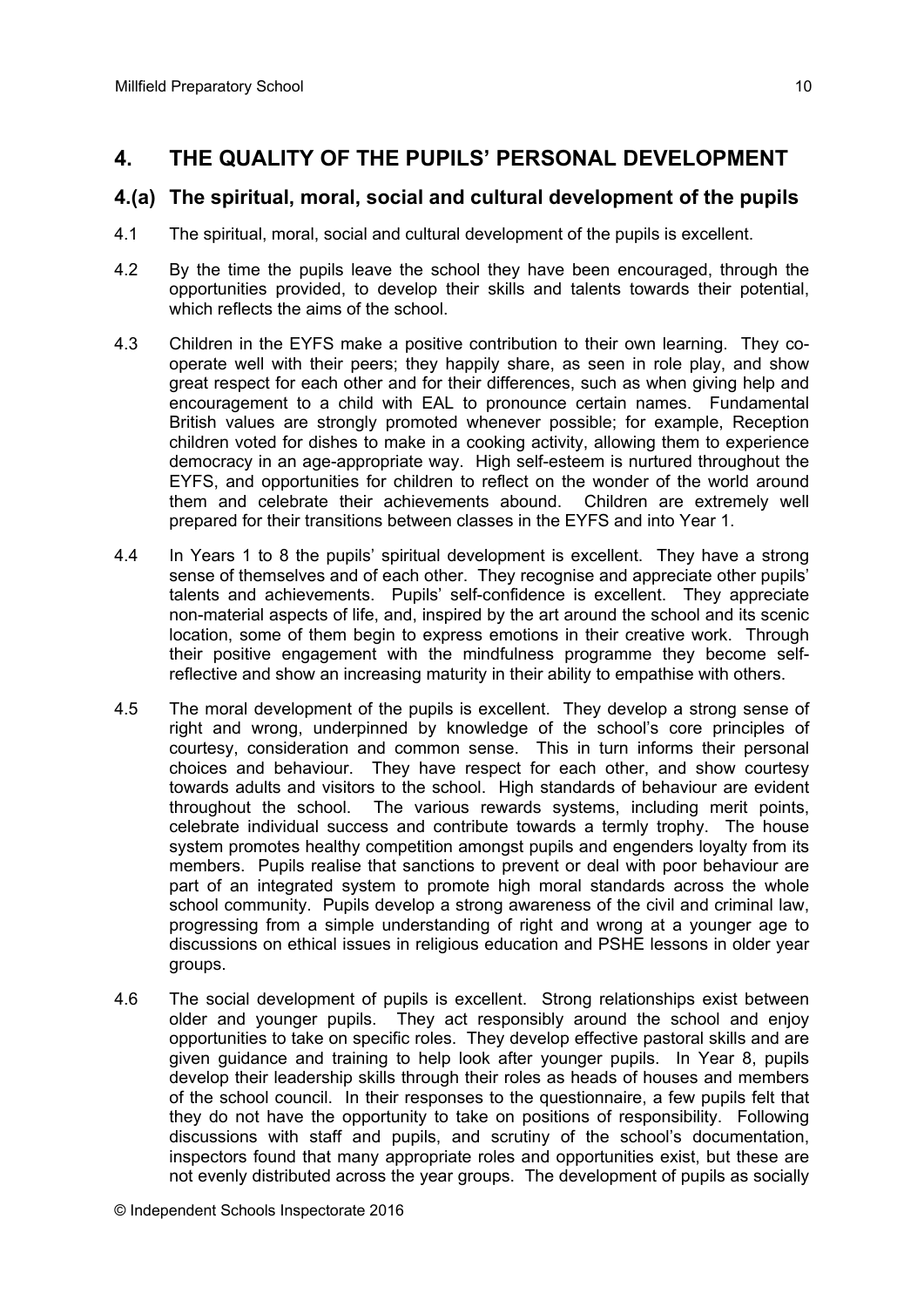## 4. THE QUALITY OF THE PUPILS' PERSONAL DEVELOPMENT

### 4.(a) The spiritual, moral, social and cultural development of the pupils

4.1 The spiritual, moral, social and cultural development of the pupils is excellent.

4.2 By the time the pupils leave the school they have been encouraged, through the opportunities provided, to develop their skills and talents towards their potential, which reflects the aims of the school.

4.3 Children in the EYFS make a positive contribution to their own learning. They co-operate well with their peers; they happily share, as seen in role play, and show great respect for each other and for their differences, such as when giving help and encouragement to a child with EAL to pronounce certain names. Fundamental British values are strongly promoted whenever possible; for example, Reception children voted for dishes to make in a cooking activity, allowing them to experience democracy in an age-appropriate way. High self-esteem is nurtured throughout the EYFS, and opportunities for children to reflect on the wonder of the world around them and celebrate their achievements abound. Children are extremely well prepared for their transitions between classes in the EYFS and into Year 1.

4.4 In Years 1 to 8 the pupils' spiritual development is excellent. They have a strong sense of themselves and of each other. They recognise and appreciate other pupils' talents and achievements. Pupils' self-confidence is excellent. They appreciate non-material aspects of life, and, inspired by the art around the school and its scenic location, some of them begin to express emotions in their creative work. Through their positive engagement with the mindfulness programme they become self-reflective and show an increasing maturity in their ability to empathise with others.

4.5 The moral development of the pupils is excellent. They develop a strong sense of right and wrong, underpinned by knowledge of the school's core principles of courtesy, consideration and common sense. This in turn informs their personal choices and behaviour. They have respect for each other, and show courtesy towards adults and visitors to the school. High standards of behaviour are evident throughout the school. The various rewards systems, including merit points, celebrate individual success and contribute towards a termly trophy. The house system promotes healthy competition amongst pupils and engenders loyalty from its members. Pupils realise that sanctions to prevent or deal with poor behaviour are part of an integrated system to promote high moral standards across the whole school community. Pupils develop a strong awareness of the civil and criminal law, progressing from a simple understanding of right and wrong at a younger age to discussions on ethical issues in religious education and PSHE lessons in older year groups.

4.6 The social development of pupils is excellent. Strong relationships exist between older and younger pupils. They act responsibly around the school and enjoy opportunities to take on specific roles. They develop effective pastoral skills and are given guidance and training to help look after younger pupils. In Year 8, pupils develop their leadership skills through their roles as heads of houses and members of the school council. In their responses to the questionnaire, a few pupils felt that they do not have the opportunity to take on positions of responsibility. Following discussions with staff and pupils, and scrutiny of the school's documentation, inspectors found that many appropriate roles and opportunities exist, but these are not evenly distributed across the year groups. The development of pupils as socially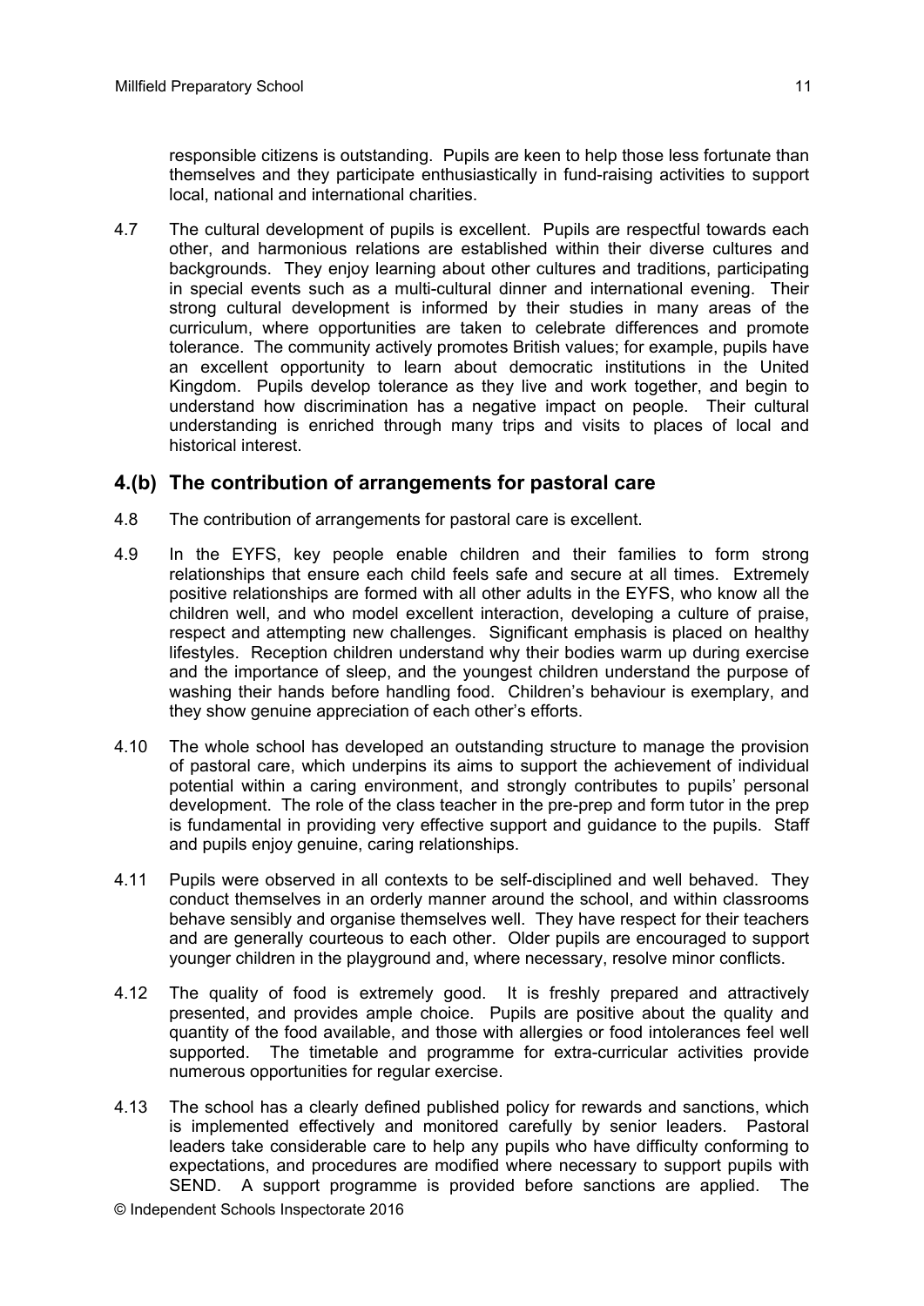responsible citizens is outstanding. Pupils are keen to help those less fortunate than themselves and they participate enthusiastically in fund-raising activities to support local, national and international charities.

4.7 The cultural development of pupils is excellent. Pupils are respectful towards each other, and harmonious relations are established within their diverse cultures and backgrounds. They enjoy learning about other cultures and traditions, participating in special events such as a multi-cultural dinner and international evening. Their strong cultural development is informed by their studies in many areas of the curriculum, where opportunities are taken to celebrate differences and promote tolerance. The community actively promotes British values; for example, pupils have an excellent opportunity to learn about democratic institutions in the United Kingdom. Pupils develop tolerance as they live and work together, and begin to understand how discrimination has a negative impact on people. Their cultural understanding is enriched through many trips and visits to places of local and historical interest.

## 4.(b) The contribution of arrangements for pastoral care

4.8 The contribution of arrangements for pastoral care is excellent.

4.9 In the EYFS, key people enable children and their families to form strong relationships that ensure each child feels safe and secure at all times. Extremely positive relationships are formed with all other adults in the EYFS, who know all the children well, and who model excellent interaction, developing a culture of praise, respect and attempting new challenges. Significant emphasis is placed on healthy lifestyles. Reception children understand why their bodies warm up during exercise and the importance of sleep, and the youngest children understand the purpose of washing their hands before handling food. Children's behaviour is exemplary, and they show genuine appreciation of each other's efforts.

4.10 The whole school has developed an outstanding structure to manage the provision of pastoral care, which underpins its aims to support the achievement of individual potential within a caring environment, and strongly contributes to pupils' personal development. The role of the class teacher in the pre-prep and form tutor in the prep is fundamental in providing very effective support and guidance to the pupils. Staff and pupils enjoy genuine, caring relationships.

4.11 Pupils were observed in all contexts to be self-disciplined and well behaved. They conduct themselves in an orderly manner around the school, and within classrooms behave sensibly and organise themselves well. They have respect for their teachers and are generally courteous to each other. Older pupils are encouraged to support younger children in the playground and, where necessary, resolve minor conflicts.

4.12 The quality of food is extremely good. It is freshly prepared and attractively presented, and provides ample choice. Pupils are positive about the quality and quantity of the food available, and those with allergies or food intolerances feel well supported. The timetable and programme for extra-curricular activities provide numerous opportunities for regular exercise.

4.13 The school has a clearly defined published policy for rewards and sanctions, which is implemented effectively and monitored carefully by senior leaders. Pastoral leaders take considerable care to help any pupils who have difficulty conforming to expectations, and procedures are modified where necessary to support pupils with SEND. A support programme is provided before sanctions are applied. The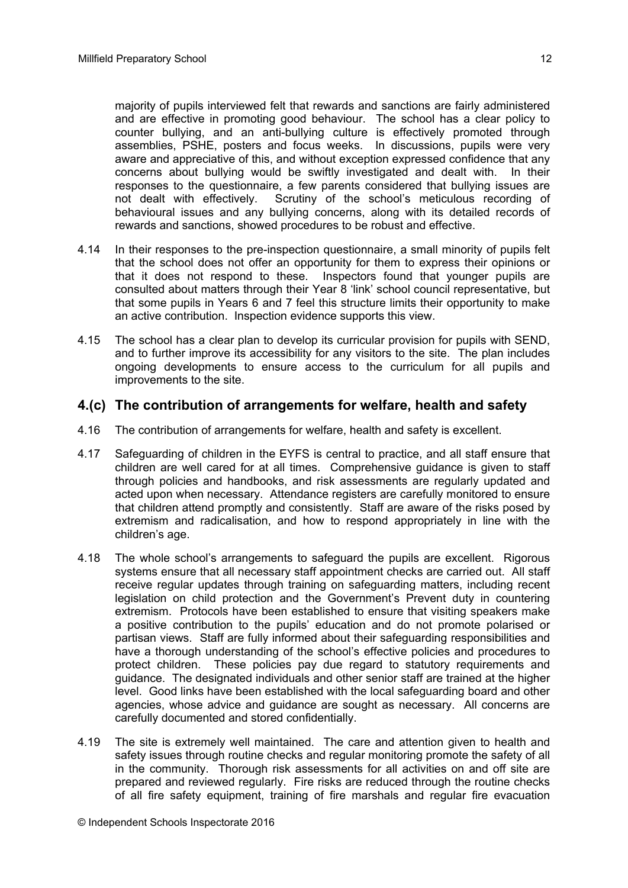majority of pupils interviewed felt that rewards and sanctions are fairly administered and are effective in promoting good behaviour. The school has a clear policy to counter bullying, and an anti-bullying culture is effectively promoted through assemblies, PSHE, posters and focus weeks. In discussions, pupils were very aware and appreciative of this, and without exception expressed confidence that any concerns about bullying would be swiftly investigated and dealt with. In their responses to the questionnaire, a few parents considered that bullying issues are not dealt with effectively. Scrutiny of the school's meticulous recording of behavioural issues and any bullying concerns, along with its detailed records of rewards and sanctions, showed procedures to be robust and effective.

4.14 In their responses to the pre-inspection questionnaire, a small minority of pupils felt that the school does not offer an opportunity for them to express their opinions or that it does not respond to these. Inspectors found that younger pupils are consulted about matters through their Year 8 'link' school council representative, but that some pupils in Years 6 and 7 feel this structure limits their opportunity to make an active contribution. Inspection evidence supports this view.

4.15 The school has a clear plan to develop its curricular provision for pupils with SEND, and to further improve its accessibility for any visitors to the site. The plan includes ongoing developments to ensure access to the curriculum for all pupils and improvements to the site.

## 4.(c) The contribution of arrangements for welfare, health and safety

4.16 The contribution of arrangements for welfare, health and safety is excellent.

4.17 Safeguarding of children in the EYFS is central to practice, and all staff ensure that children are well cared for at all times. Comprehensive guidance is given to staff through policies and handbooks, and risk assessments are regularly updated and acted upon when necessary. Attendance registers are carefully monitored to ensure that children attend promptly and consistently. Staff are aware of the risks posed by extremism and radicalisation, and how to respond appropriately in line with the children's age.

4.18 The whole school's arrangements to safeguard the pupils are excellent. Rigorous systems ensure that all necessary staff appointment checks are carried out. All staff receive regular updates through training on safeguarding matters, including recent legislation on child protection and the Government's Prevent duty in countering extremism. Protocols have been established to ensure that visiting speakers make a positive contribution to the pupils' education and do not promote polarised or partisan views. Staff are fully informed about their safeguarding responsibilities and have a thorough understanding of the school's effective policies and procedures to protect children. These policies pay due regard to statutory requirements and guidance. The designated individuals and other senior staff are trained at the higher level. Good links have been established with the local safeguarding board and other agencies, whose advice and guidance are sought as necessary. All concerns are carefully documented and stored confidentially.

4.19 The site is extremely well maintained. The care and attention given to health and safety issues through routine checks and regular monitoring promote the safety of all in the community. Thorough risk assessments for all activities on and off site are prepared and reviewed regularly. Fire risks are reduced through the routine checks of all fire safety equipment, training of fire marshals and regular fire evacuation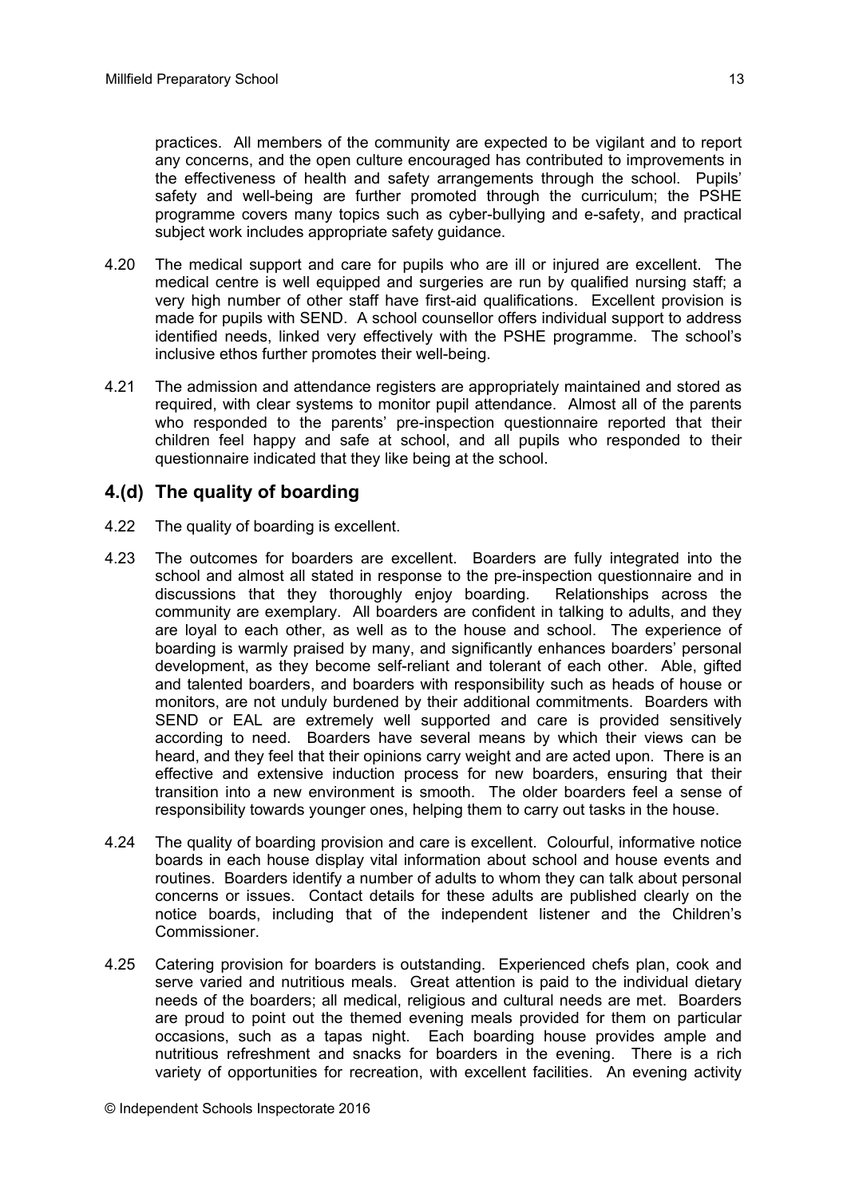practices. All members of the community are expected to be vigilant and to report any concerns, and the open culture encouraged has contributed to improvements in the effectiveness of health and safety arrangements through the school. Pupils' safety and well-being are further promoted through the curriculum; the PSHE programme covers many topics such as cyber-bullying and e-safety, and practical subject work includes appropriate safety guidance.

4.20 The medical support and care for pupils who are ill or injured are excellent. The medical centre is well equipped and surgeries are run by qualified nursing staff; a very high number of other staff have first-aid qualifications. Excellent provision is made for pupils with SEND. A school counsellor offers individual support to address identified needs, linked very effectively with the PSHE programme. The school's inclusive ethos further promotes their well-being.

4.21 The admission and attendance registers are appropriately maintained and stored as required, with clear systems to monitor pupil attendance. Almost all of the parents who responded to the parents' pre-inspection questionnaire reported that their children feel happy and safe at school, and all pupils who responded to their questionnaire indicated that they like being at the school.

## 4.(d) The quality of boarding

4.22 The quality of boarding is excellent.

4.23 The outcomes for boarders are excellent. Boarders are fully integrated into the school and almost all stated in response to the pre-inspection questionnaire and in discussions that they thoroughly enjoy boarding. Relationships across the community are exemplary. All boarders are confident in talking to adults, and they are loyal to each other, as well as to the house and school. The experience of boarding is warmly praised by many, and significantly enhances boarders' personal development, as they become self-reliant and tolerant of each other. Able, gifted and talented boarders, and boarders with responsibility such as heads of house or monitors, are not unduly burdened by their additional commitments. Boarders with SEND or EAL are extremely well supported and care is provided sensitively according to need. Boarders have several means by which their views can be heard, and they feel that their opinions carry weight and are acted upon. There is an effective and extensive induction process for new boarders, ensuring that their transition into a new environment is smooth. The older boarders feel a sense of responsibility towards younger ones, helping them to carry out tasks in the house.

4.24 The quality of boarding provision and care is excellent. Colourful, informative notice boards in each house display vital information about school and house events and routines. Boarders identify a number of adults to whom they can talk about personal concerns or issues. Contact details for these adults are published clearly on the notice boards, including that of the independent listener and the Children's Commissioner.

4.25 Catering provision for boarders is outstanding. Experienced chefs plan, cook and serve varied and nutritious meals. Great attention is paid to the individual dietary needs of the boarders; all medical, religious and cultural needs are met. Boarders are proud to point out the themed evening meals provided for them on particular occasions, such as a tapas night. Each boarding house provides ample and nutritious refreshment and snacks for boarders in the evening. There is a rich variety of opportunities for recreation, with excellent facilities. An evening activity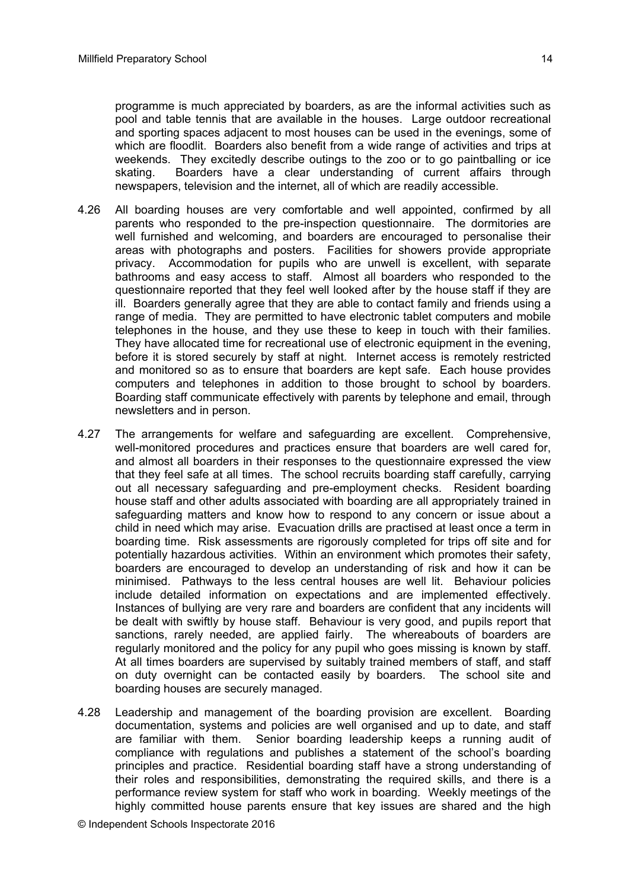programme is much appreciated by boarders, as are the informal activities such as pool and table tennis that are available in the houses. Large outdoor recreational and sporting spaces adjacent to most houses can be used in the evenings, some of which are floodlit. Boarders also benefit from a wide range of activities and trips at weekends. They excitedly describe outings to the zoo or to go paintballing or ice skating. Boarders have a clear understanding of current affairs through newspapers, television and the internet, all of which are readily accessible.

4.26 All boarding houses are very comfortable and well appointed, confirmed by all parents who responded to the pre-inspection questionnaire. The dormitories are well furnished and welcoming, and boarders are encouraged to personalise their areas with photographs and posters. Facilities for showers provide appropriate privacy. Accommodation for pupils who are unwell is excellent, with separate bathrooms and easy access to staff. Almost all boarders who responded to the questionnaire reported that they feel well looked after by the house staff if they are ill. Boarders generally agree that they are able to contact family and friends using a range of media. They are permitted to have electronic tablet computers and mobile telephones in the house, and they use these to keep in touch with their families. They have allocated time for recreational use of electronic equipment in the evening, before it is stored securely by staff at night. Internet access is remotely restricted and monitored so as to ensure that boarders are kept safe. Each house provides computers and telephones in addition to those brought to school by boarders. Boarding staff communicate effectively with parents by telephone and email, through newsletters and in person.

4.27 The arrangements for welfare and safeguarding are excellent. Comprehensive, well-monitored procedures and practices ensure that boarders are well cared for, and almost all boarders in their responses to the questionnaire expressed the view that they feel safe at all times. The school recruits boarding staff carefully, carrying out all necessary safeguarding and pre-employment checks. Resident boarding house staff and other adults associated with boarding are all appropriately trained in safeguarding matters and know how to respond to any concern or issue about a child in need which may arise. Evacuation drills are practised at least once a term in boarding time. Risk assessments are rigorously completed for trips off site and for potentially hazardous activities. Within an environment which promotes their safety, boarders are encouraged to develop an understanding of risk and how it can be minimised. Pathways to the less central houses are well lit. Behaviour policies include detailed information on expectations and are implemented effectively. Instances of bullying are very rare and boarders are confident that any incidents will be dealt with swiftly by house staff. Behaviour is very good, and pupils report that sanctions, rarely needed, are applied fairly. The whereabouts of boarders are regularly monitored and the policy for any pupil who goes missing is known by staff. At all times boarders are supervised by suitably trained members of staff, and staff on duty overnight can be contacted easily by boarders. The school site and boarding houses are securely managed.

4.28 Leadership and management of the boarding provision are excellent. Boarding documentation, systems and policies are well organised and up to date, and staff are familiar with them. Senior boarding leadership keeps a running audit of compliance with regulations and publishes a statement of the school's boarding principles and practice. Residential boarding staff have a strong understanding of their roles and responsibilities, demonstrating the required skills, and there is a performance review system for staff who work in boarding. Weekly meetings of the highly committed house parents ensure that key issues are shared and the high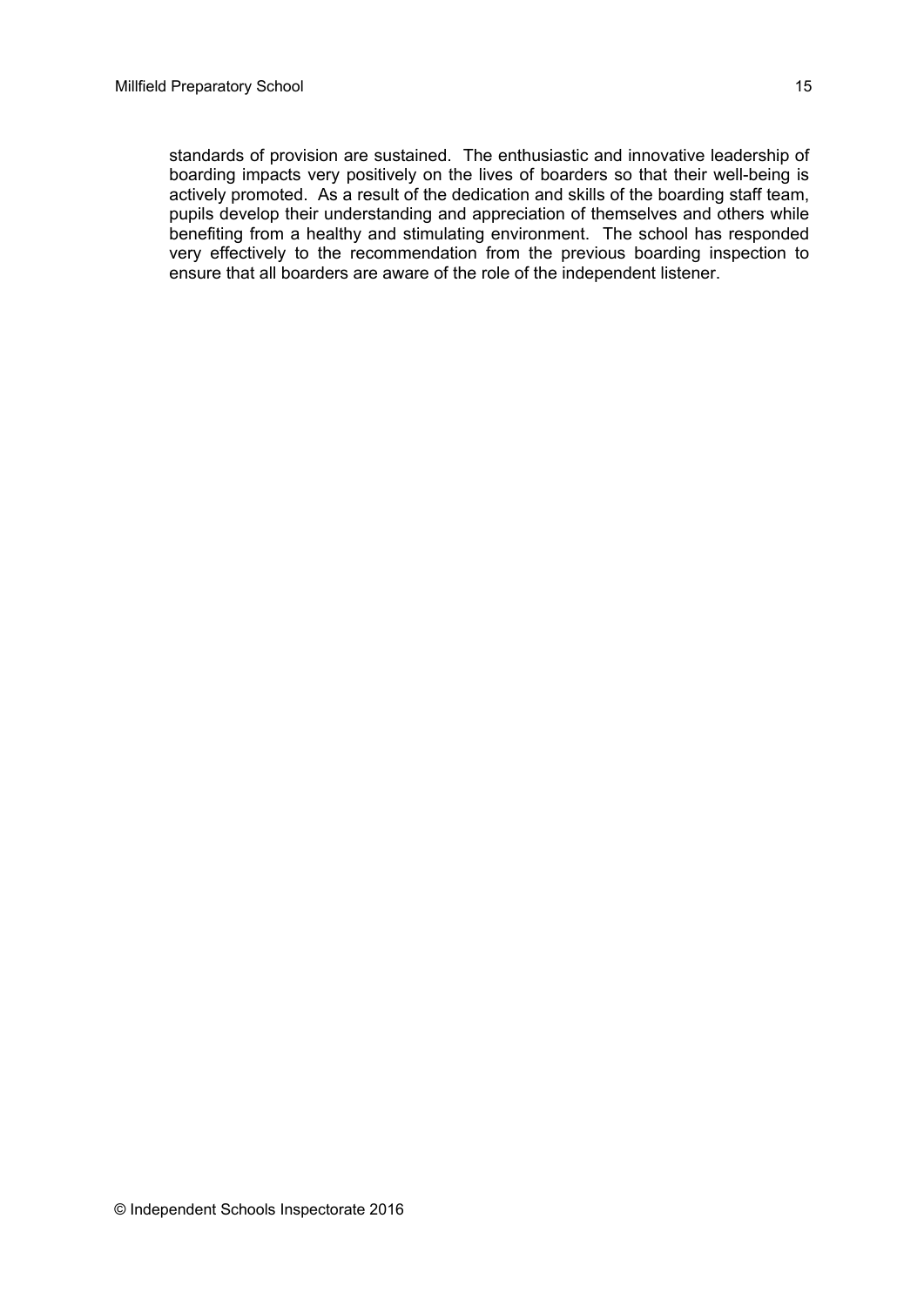standards of provision are sustained. The enthusiastic and innovative leadership of boarding impacts very positively on the lives of boarders so that their well-being is actively promoted. As a result of the dedication and skills of the boarding staff team, pupils develop their understanding and appreciation of themselves and others while benefiting from a healthy and stimulating environment. The school has responded very effectively to the recommendation from the previous boarding inspection to ensure that all boarders are aware of the role of the independent listener.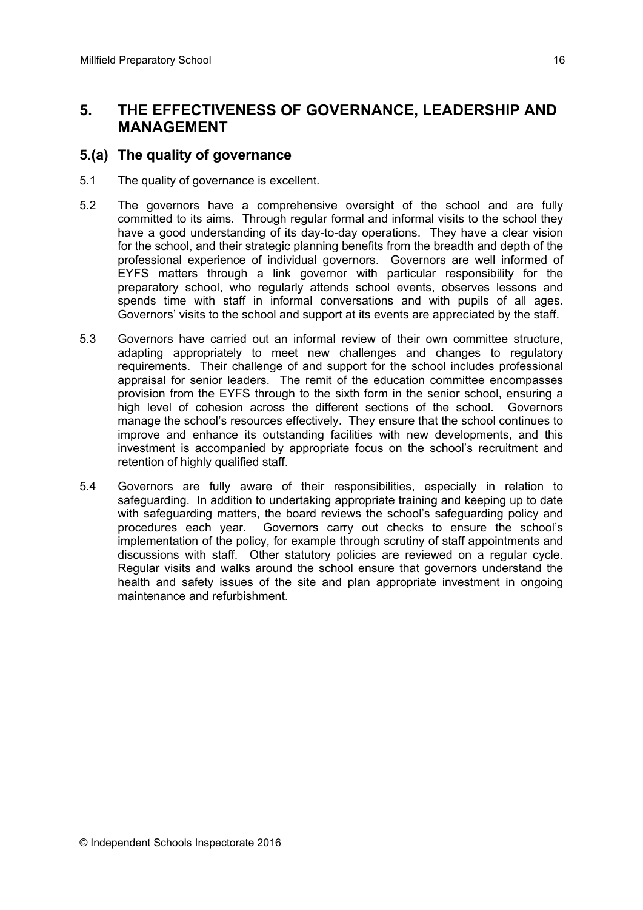# 5. THE EFFECTIVENESS OF GOVERNANCE, LEADERSHIP AND MANAGEMENT

## 5.(a) The quality of governance

5.1 The quality of governance is excellent.

5.2 The governors have a comprehensive oversight of the school and are fully committed to its aims. Through regular formal and informal visits to the school they have a good understanding of its day-to-day operations. They have a clear vision for the school, and their strategic planning benefits from the breadth and depth of the professional experience of individual governors. Governors are well informed of EYFS matters through a link governor with particular responsibility for the preparatory school, who regularly attends school events, observes lessons and spends time with staff in informal conversations and with pupils of all ages. Governors' visits to the school and support at its events are appreciated by the staff.

5.3 Governors have carried out an informal review of their own committee structure, adapting appropriately to meet new challenges and changes to regulatory requirements. Their challenge of and support for the school includes professional appraisal for senior leaders. The remit of the education committee encompasses provision from the EYFS through to the sixth form in the senior school, ensuring a high level of cohesion across the different sections of the school. Governors manage the school's resources effectively. They ensure that the school continues to improve and enhance its outstanding facilities with new developments, and this investment is accompanied by appropriate focus on the school's recruitment and retention of highly qualified staff.

5.4 Governors are fully aware of their responsibilities, especially in relation to safeguarding. In addition to undertaking appropriate training and keeping up to date with safeguarding matters, the board reviews the school's safeguarding policy and procedures each year. Governors carry out checks to ensure the school's implementation of the policy, for example through scrutiny of staff appointments and discussions with staff. Other statutory policies are reviewed on a regular cycle. Regular visits and walks around the school ensure that governors understand the health and safety issues of the site and plan appropriate investment in ongoing maintenance and refurbishment.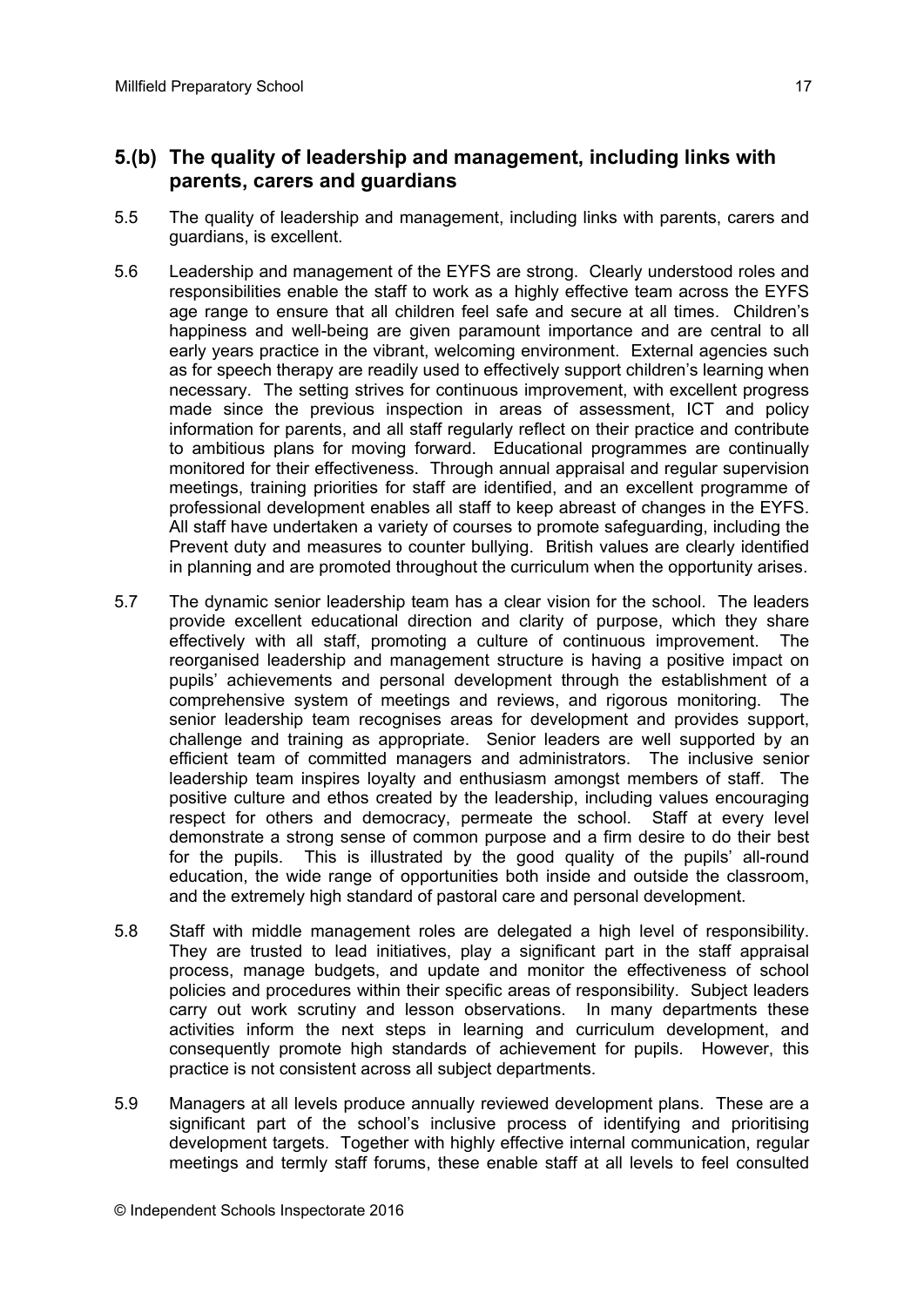## 5.(b) The quality of leadership and management, including links with parents, carers and guardians

5.5 The quality of leadership and management, including links with parents, carers and guardians, is excellent.

5.6 Leadership and management of the EYFS are strong. Clearly understood roles and responsibilities enable the staff to work as a highly effective team across the EYFS age range to ensure that all children feel safe and secure at all times. Children's happiness and well-being are given paramount importance and are central to all early years practice in the vibrant, welcoming environment. External agencies such as for speech therapy are readily used to effectively support children's learning when necessary. The setting strives for continuous improvement, with excellent progress made since the previous inspection in areas of assessment, ICT and policy information for parents, and all staff regularly reflect on their practice and contribute to ambitious plans for moving forward. Educational programmes are continually monitored for their effectiveness. Through annual appraisal and regular supervision meetings, training priorities for staff are identified, and an excellent programme of professional development enables all staff to keep abreast of changes in the EYFS. All staff have undertaken a variety of courses to promote safeguarding, including the Prevent duty and measures to counter bullying. British values are clearly identified in planning and are promoted throughout the curriculum when the opportunity arises.

5.7 The dynamic senior leadership team has a clear vision for the school. The leaders provide excellent educational direction and clarity of purpose, which they share effectively with all staff, promoting a culture of continuous improvement. The reorganised leadership and management structure is having a positive impact on pupils' achievements and personal development through the establishment of a comprehensive system of meetings and reviews, and rigorous monitoring. The senior leadership team recognises areas for development and provides support, challenge and training as appropriate. Senior leaders are well supported by an efficient team of committed managers and administrators. The inclusive senior leadership team inspires loyalty and enthusiasm amongst members of staff. The positive culture and ethos created by the leadership, including values encouraging respect for others and democracy, permeate the school. Staff at every level demonstrate a strong sense of common purpose and a firm desire to do their best for the pupils. This is illustrated by the good quality of the pupils' all-round education, the wide range of opportunities both inside and outside the classroom, and the extremely high standard of pastoral care and personal development.

5.8 Staff with middle management roles are delegated a high level of responsibility. They are trusted to lead initiatives, play a significant part in the staff appraisal process, manage budgets, and update and monitor the effectiveness of school policies and procedures within their specific areas of responsibility. Subject leaders carry out work scrutiny and lesson observations. In many departments these activities inform the next steps in learning and curriculum development, and consequently promote high standards of achievement for pupils. However, this practice is not consistent across all subject departments.

5.9 Managers at all levels produce annually reviewed development plans. These are a significant part of the school's inclusive process of identifying and prioritising development targets. Together with highly effective internal communication, regular meetings and termly staff forums, these enable staff at all levels to feel consulted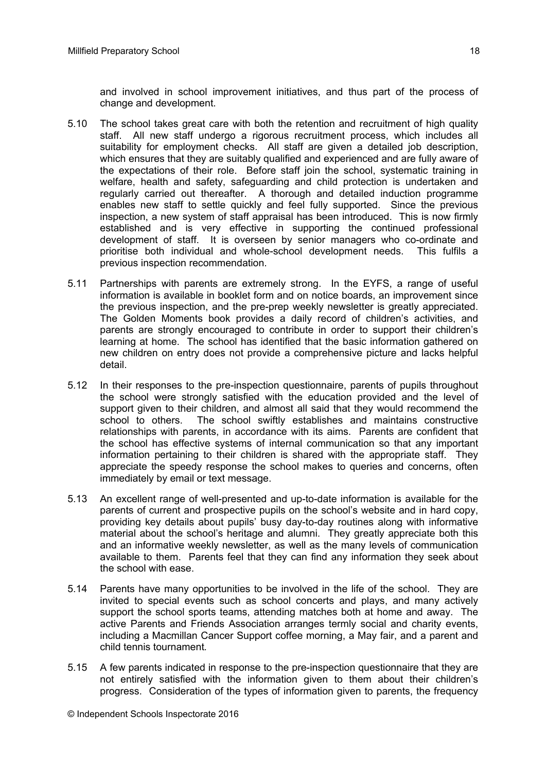and involved in school improvement initiatives, and thus part of the process of change and development.

5.10 The school takes great care with both the retention and recruitment of high quality staff. All new staff undergo a rigorous recruitment process, which includes all suitability for employment checks. All staff are given a detailed job description, which ensures that they are suitably qualified and experienced and are fully aware of the expectations of their role. Before staff join the school, systematic training in welfare, health and safety, safeguarding and child protection is undertaken and regularly carried out thereafter. A thorough and detailed induction programme enables new staff to settle quickly and feel fully supported. Since the previous inspection, a new system of staff appraisal has been introduced. This is now firmly established and is very effective in supporting the continued professional development of staff. It is overseen by senior managers who co-ordinate and prioritise both individual and whole-school development needs. This fulfils a previous inspection recommendation.

5.11 Partnerships with parents are extremely strong. In the EYFS, a range of useful information is available in booklet form and on notice boards, an improvement since the previous inspection, and the pre-prep weekly newsletter is greatly appreciated. The Golden Moments book provides a daily record of children's activities, and parents are strongly encouraged to contribute in order to support their children's learning at home. The school has identified that the basic information gathered on new children on entry does not provide a comprehensive picture and lacks helpful detail.

5.12 In their responses to the pre-inspection questionnaire, parents of pupils throughout the school were strongly satisfied with the education provided and the level of support given to their children, and almost all said that they would recommend the school to others. The school swiftly establishes and maintains constructive relationships with parents, in accordance with its aims. Parents are confident that the school has effective systems of internal communication so that any important information pertaining to their children is shared with the appropriate staff. They appreciate the speedy response the school makes to queries and concerns, often immediately by email or text message.

5.13 An excellent range of well-presented and up-to-date information is available for the parents of current and prospective pupils on the school's website and in hard copy, providing key details about pupils' busy day-to-day routines along with informative material about the school's heritage and alumni. They greatly appreciate both this and an informative weekly newsletter, as well as the many levels of communication available to them. Parents feel that they can find any information they seek about the school with ease.

5.14 Parents have many opportunities to be involved in the life of the school. They are invited to special events such as school concerts and plays, and many actively support the school sports teams, attending matches both at home and away. The active Parents and Friends Association arranges termly social and charity events, including a Macmillan Cancer Support coffee morning, a May fair, and a parent and child tennis tournament.

5.15 A few parents indicated in response to the pre-inspection questionnaire that they are not entirely satisfied with the information given to them about their children's progress. Consideration of the types of information given to parents, the frequency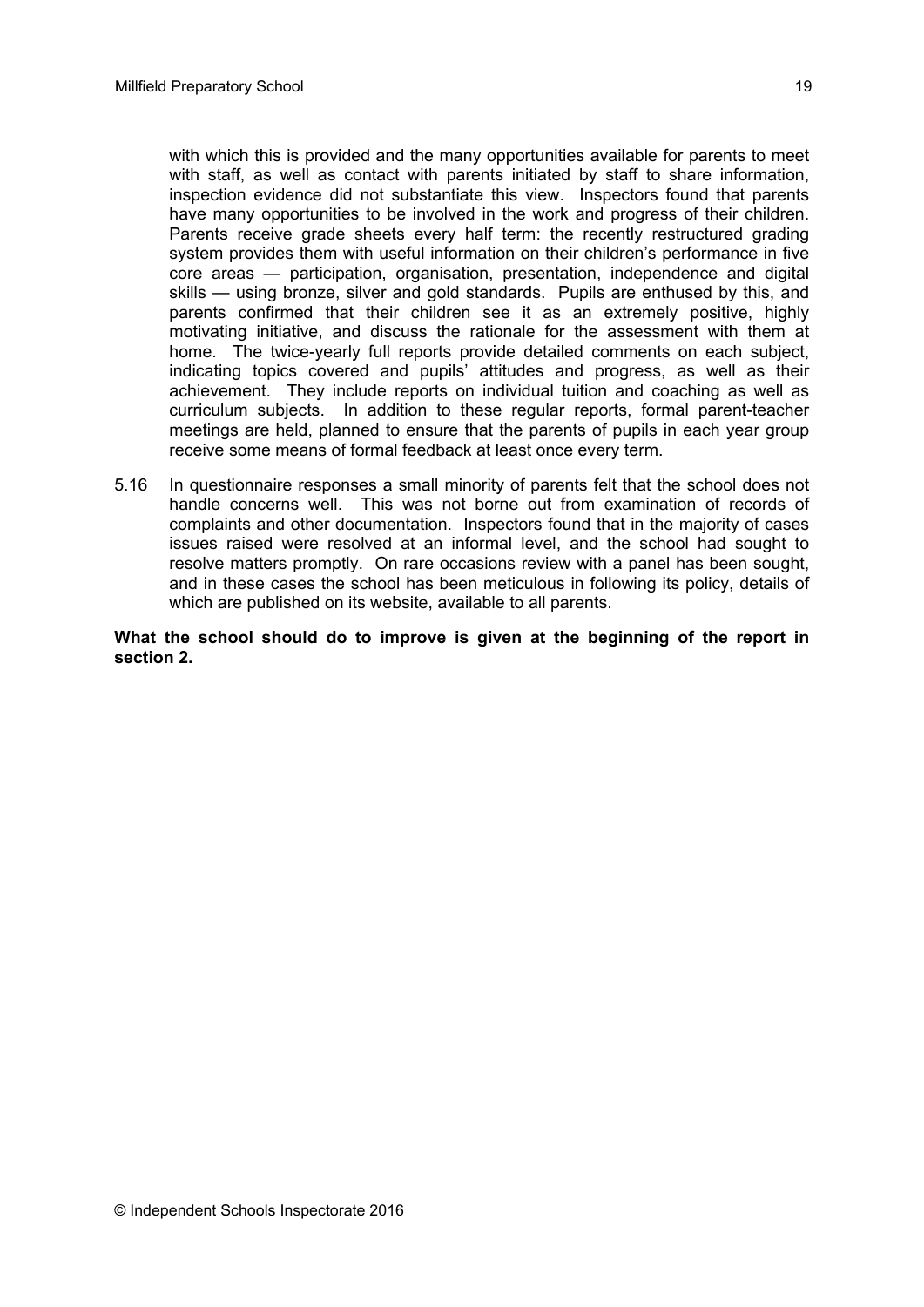with which this is provided and the many opportunities available for parents to meet with staff, as well as contact with parents initiated by staff to share information, inspection evidence did not substantiate this view. Inspectors found that parents have many opportunities to be involved in the work and progress of their children. Parents receive grade sheets every half term: the recently restructured grading system provides them with useful information on their children's performance in five core areas — participation, organisation, presentation, independence and digital skills — using bronze, silver and gold standards. Pupils are enthused by this, and parents confirmed that their children see it as an extremely positive, highly motivating initiative, and discuss the rationale for the assessment with them at home. The twice-yearly full reports provide detailed comments on each subject, indicating topics covered and pupils' attitudes and progress, as well as their achievement. They include reports on individual tuition and coaching as well as curriculum subjects. In addition to these regular reports, formal parent-teacher meetings are held, planned to ensure that the parents of pupils in each year group receive some means of formal feedback at least once every term.

5.16 In questionnaire responses a small minority of parents felt that the school does not handle concerns well. This was not borne out from examination of records of complaints and other documentation. Inspectors found that in the majority of cases issues raised were resolved at an informal level, and the school had sought to resolve matters promptly. On rare occasions review with a panel has been sought, and in these cases the school has been meticulous in following its policy, details of which are published on its website, available to all parents.

**What the school should do to improve is given at the beginning of the report in section 2.**